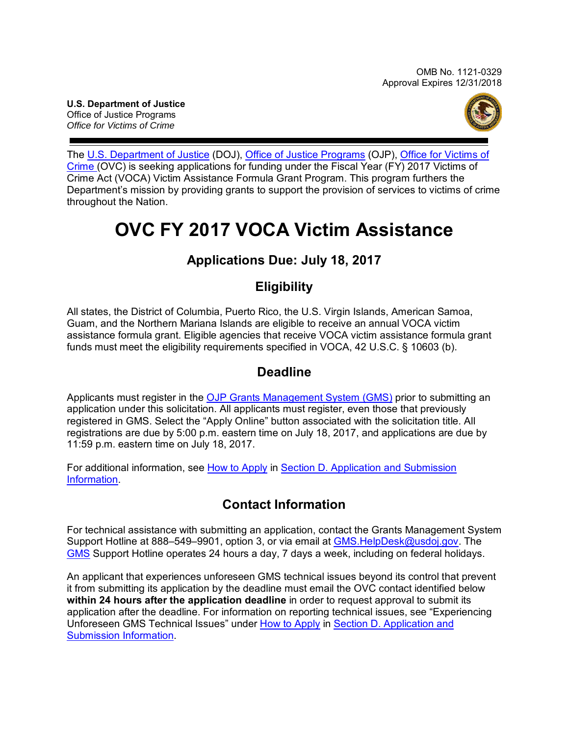OMB No. 1121-0329
Approval Expires 12/31/2018

**U.S. Department of Justice**
Office of Justice Programs
*Office for Victims of Crime*

The U.S. Department of Justice (DOJ), Office of Justice Programs (OJP), Office for Victims of Crime (OVC) is seeking applications for funding under the Fiscal Year (FY) 2017 Victims of Crime Act (VOCA) Victim Assistance Formula Grant Program. This program furthers the Department's mission by providing grants to support the provision of services to victims of crime throughout the Nation.

# OVC FY 2017 VOCA Victim Assistance

## Applications Due: July 18, 2017

## Eligibility

All states, the District of Columbia, Puerto Rico, the U.S. Virgin Islands, American Samoa, Guam, and the Northern Mariana Islands are eligible to receive an annual VOCA victim assistance formula grant. Eligible agencies that receive VOCA victim assistance formula grant funds must meet the eligibility requirements specified in VOCA, 42 U.S.C. § 10603 (b).

## Deadline

Applicants must register in the OJP Grants Management System (GMS) prior to submitting an application under this solicitation. All applicants must register, even those that previously registered in GMS. Select the "Apply Online" button associated with the solicitation title. All registrations are due by 5:00 p.m. eastern time on July 18, 2017, and applications are due by 11:59 p.m. eastern time on July 18, 2017.

For additional information, see How to Apply in Section D. Application and Submission Information.

## Contact Information

For technical assistance with submitting an application, contact the Grants Management System Support Hotline at 888–549–9901, option 3, or via email at GMS.HelpDesk@usdoj.gov. The GMS Support Hotline operates 24 hours a day, 7 days a week, including on federal holidays.

An applicant that experiences unforeseen GMS technical issues beyond its control that prevent it from submitting its application by the deadline must email the OVC contact identified below **within 24 hours after the application deadline** in order to request approval to submit its application after the deadline. For information on reporting technical issues, see "Experiencing Unforeseen GMS Technical Issues" under How to Apply in Section D. Application and Submission Information.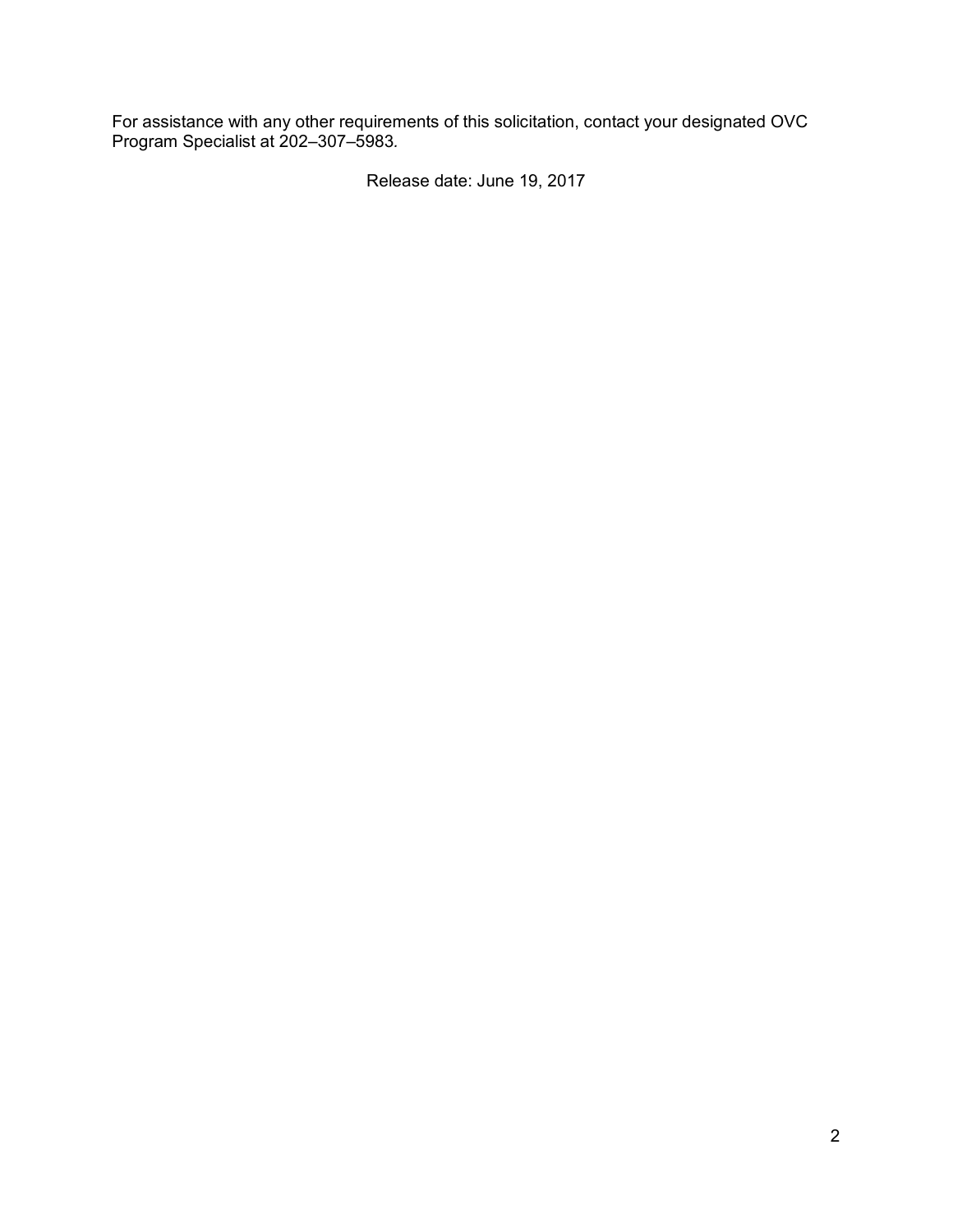For assistance with any other requirements of this solicitation, contact your designated OVC Program Specialist at 202–307–5983.

Release date: June 19, 2017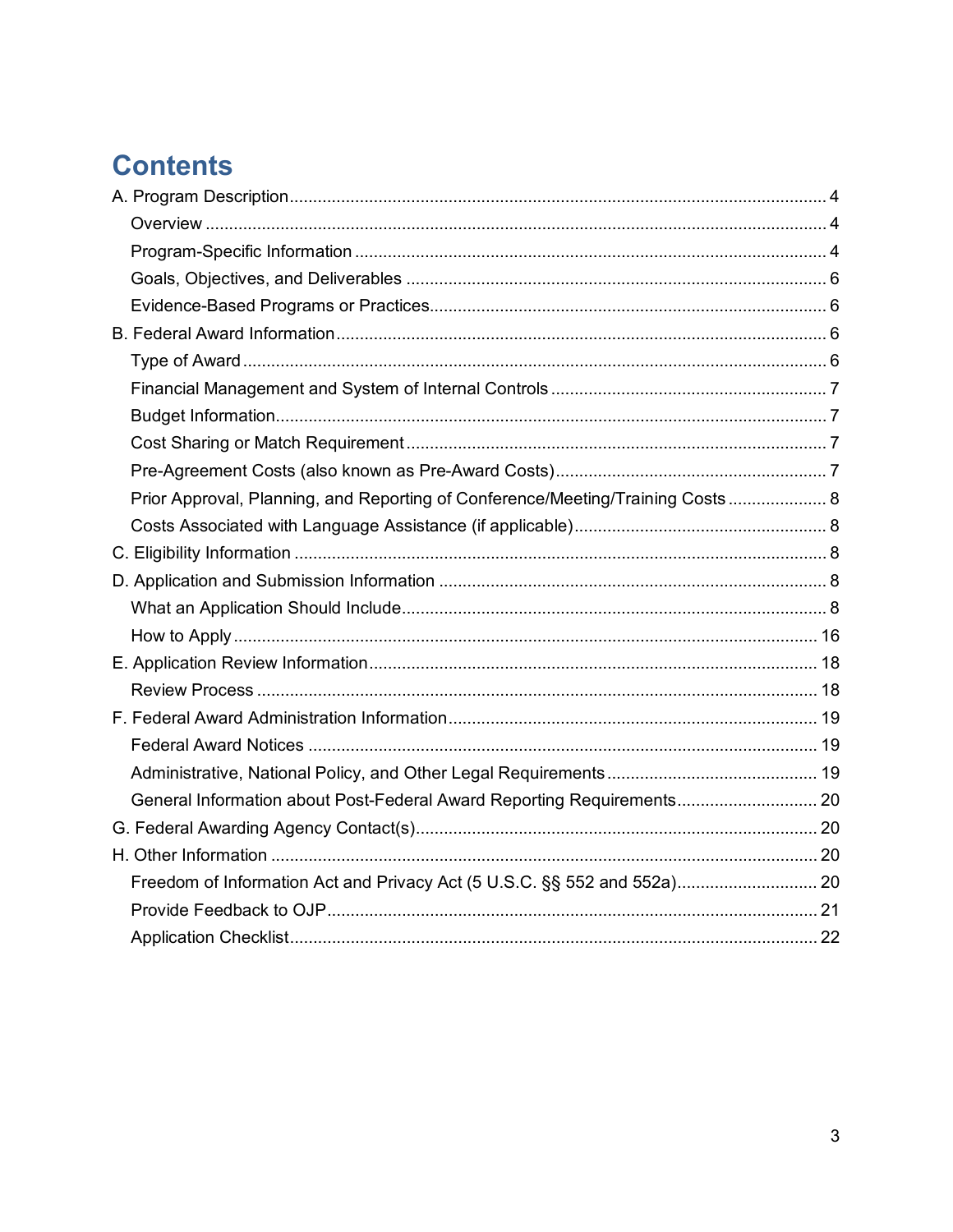# Contents

A. Program Description.......................................................................................................... 4

- Overview ............................................................................................................................ 4
- Program-Specific Information ............................................................................................ 4
- Goals, Objectives, and Deliverables .................................................................................. 6
- Evidence-Based Programs or Practices............................................................................. 6

B. Federal Award Information................................................................................................ 6

- Type of Award .................................................................................................................... 6
- Financial Management and System of Internal Controls ................................................... 7
- Budget Information............................................................................................................. 7
- Cost Sharing or Match Requirement .................................................................................. 7
- Pre-Agreement Costs (also known as Pre-Award Costs).................................................. 7
- Prior Approval, Planning, and Reporting of Conference/Meeting/Training Costs ................. 8
- Costs Associated with Language Assistance (if applicable)............................................... 8

C. Eligibility Information ......................................................................................................... 8

D. Application and Submission Information ........................................................................... 8

- What an Application Should Include................................................................................... 8
- How to Apply .................................................................................................................... 16

E. Application Review Information........................................................................................ 18

- Review Process ................................................................................................................ 18

F. Federal Award Administration Information....................................................................... 19

- Federal Award Notices ..................................................................................................... 19
- Administrative, National Policy, and Other Legal Requirements ...................................... 19
- General Information about Post-Federal Award Reporting Requirements........................ 20

G. Federal Awarding Agency Contact(s)............................................................................... 20

H. Other Information ............................................................................................................. 20

- Freedom of Information Act and Privacy Act (5 U.S.C. §§ 552 and 552a)........................ 20
- Provide Feedback to OJP................................................................................................. 21
- Application Checklist......................................................................................................... 22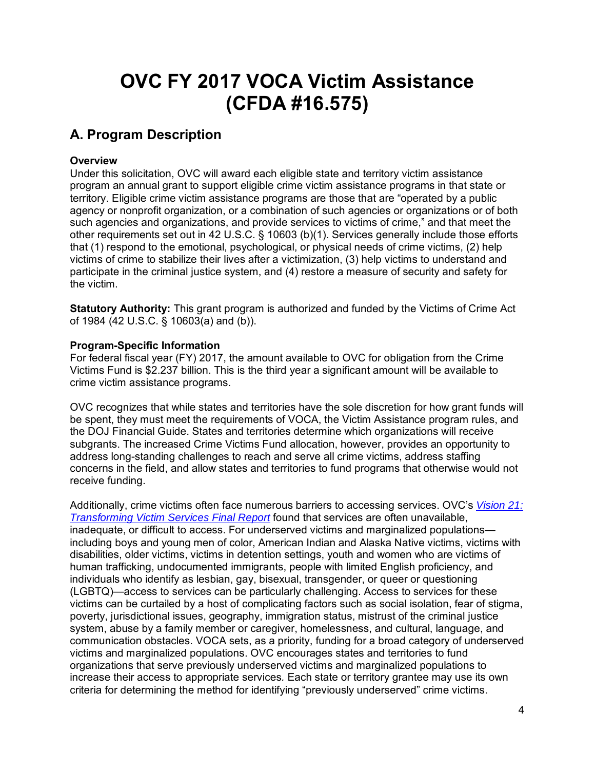# OVC FY 2017 VOCA Victim Assistance (CFDA #16.575)

## A. Program Description

**Overview**
Under this solicitation, OVC will award each eligible state and territory victim assistance program an annual grant to support eligible crime victim assistance programs in that state or territory. Eligible crime victim assistance programs are those that are "operated by a public agency or nonprofit organization, or a combination of such agencies or organizations or of both such agencies and organizations, and provide services to victims of crime," and that meet the other requirements set out in 42 U.S.C. § 10603 (b)(1). Services generally include those efforts that (1) respond to the emotional, psychological, or physical needs of crime victims, (2) help victims of crime to stabilize their lives after a victimization, (3) help victims to understand and participate in the criminal justice system, and (4) restore a measure of security and safety for the victim.

**Statutory Authority:** This grant program is authorized and funded by the Victims of Crime Act of 1984 (42 U.S.C. § 10603(a) and (b)).

**Program-Specific Information**
For federal fiscal year (FY) 2017, the amount available to OVC for obligation from the Crime Victims Fund is $2.237 billion. This is the third year a significant amount will be available to crime victim assistance programs.

OVC recognizes that while states and territories have the sole discretion for how grant funds will be spent, they must meet the requirements of VOCA, the Victim Assistance program rules, and the DOJ Financial Guide. States and territories determine which organizations will receive subgrants. The increased Crime Victims Fund allocation, however, provides an opportunity to address long-standing challenges to reach and serve all crime victims, address staffing concerns in the field, and allow states and territories to fund programs that otherwise would not receive funding.

Additionally, crime victims often face numerous barriers to accessing services. OVC's *Vision 21: Transforming Victim Services Final Report* found that services are often unavailable, inadequate, or difficult to access. For underserved victims and marginalized populations—including boys and young men of color, American Indian and Alaska Native victims, victims with disabilities, older victims, victims in detention settings, youth and women who are victims of human trafficking, undocumented immigrants, people with limited English proficiency, and individuals who identify as lesbian, gay, bisexual, transgender, or queer or questioning (LGBTQ)—access to services can be particularly challenging. Access to services for these victims can be curtailed by a host of complicating factors such as social isolation, fear of stigma, poverty, jurisdictional issues, geography, immigration status, mistrust of the criminal justice system, abuse by a family member or caregiver, homelessness, and cultural, language, and communication obstacles. VOCA sets, as a priority, funding for a broad category of underserved victims and marginalized populations. OVC encourages states and territories to fund organizations that serve previously underserved victims and marginalized populations to increase their access to appropriate services. Each state or territory grantee may use its own criteria for determining the method for identifying "previously underserved" crime victims.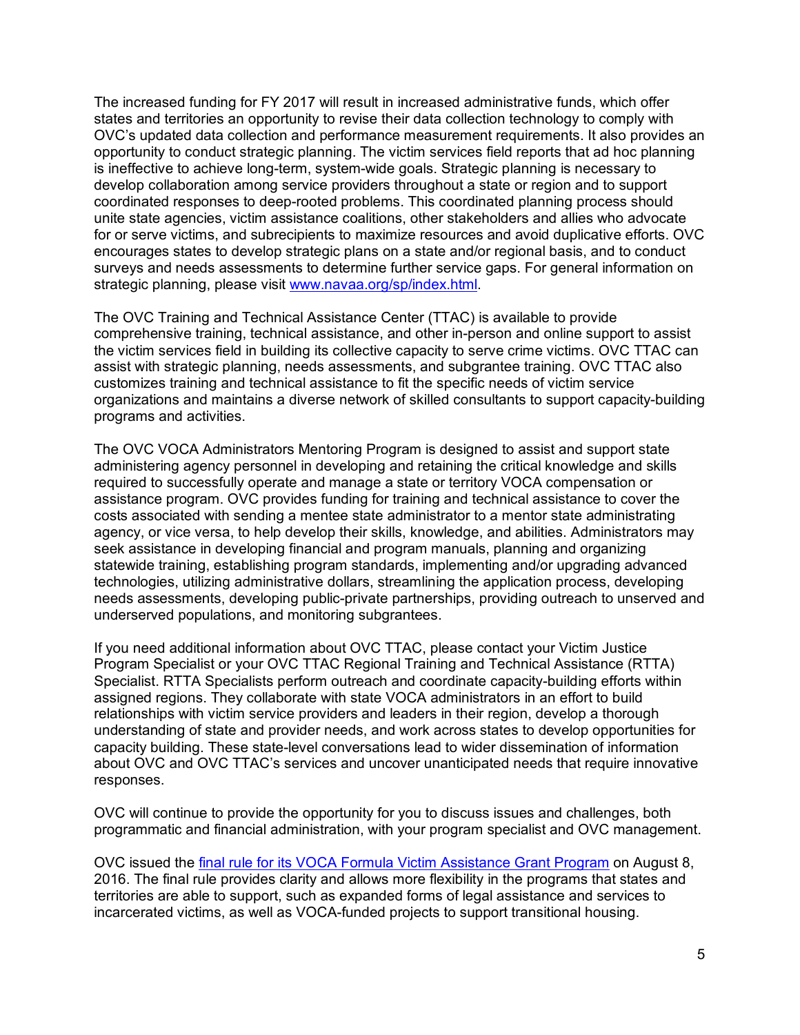The increased funding for FY 2017 will result in increased administrative funds, which offer states and territories an opportunity to revise their data collection technology to comply with OVC's updated data collection and performance measurement requirements. It also provides an opportunity to conduct strategic planning. The victim services field reports that ad hoc planning is ineffective to achieve long-term, system-wide goals. Strategic planning is necessary to develop collaboration among service providers throughout a state or region and to support coordinated responses to deep-rooted problems. This coordinated planning process should unite state agencies, victim assistance coalitions, other stakeholders and allies who advocate for or serve victims, and subrecipients to maximize resources and avoid duplicative efforts. OVC encourages states to develop strategic plans on a state and/or regional basis, and to conduct surveys and needs assessments to determine further service gaps. For general information on strategic planning, please visit [www.navaa.org/sp/index.html](www.navaa.org/sp/index.html).

The OVC Training and Technical Assistance Center (TTAC) is available to provide comprehensive training, technical assistance, and other in-person and online support to assist the victim services field in building its collective capacity to serve crime victims. OVC TTAC can assist with strategic planning, needs assessments, and subgrantee training. OVC TTAC also customizes training and technical assistance to fit the specific needs of victim service organizations and maintains a diverse network of skilled consultants to support capacity-building programs and activities.

The OVC VOCA Administrators Mentoring Program is designed to assist and support state administering agency personnel in developing and retaining the critical knowledge and skills required to successfully operate and manage a state or territory VOCA compensation or assistance program. OVC provides funding for training and technical assistance to cover the costs associated with sending a mentee state administrator to a mentor state administrating agency, or vice versa, to help develop their skills, knowledge, and abilities. Administrators may seek assistance in developing financial and program manuals, planning and organizing statewide training, establishing program standards, implementing and/or upgrading advanced technologies, utilizing administrative dollars, streamlining the application process, developing needs assessments, developing public-private partnerships, providing outreach to unserved and underserved populations, and monitoring subgrantees.

If you need additional information about OVC TTAC, please contact your Victim Justice Program Specialist or your OVC TTAC Regional Training and Technical Assistance (RTTA) Specialist. RTTA Specialists perform outreach and coordinate capacity-building efforts within assigned regions. They collaborate with state VOCA administrators in an effort to build relationships with victim service providers and leaders in their region, develop a thorough understanding of state and provider needs, and work across states to develop opportunities for capacity building. These state-level conversations lead to wider dissemination of information about OVC and OVC TTAC's services and uncover unanticipated needs that require innovative responses.

OVC will continue to provide the opportunity for you to discuss issues and challenges, both programmatic and financial administration, with your program specialist and OVC management.

OVC issued the final rule for its VOCA Formula Victim Assistance Grant Program on August 8, 2016. The final rule provides clarity and allows more flexibility in the programs that states and territories are able to support, such as expanded forms of legal assistance and services to incarcerated victims, as well as VOCA-funded projects to support transitional housing.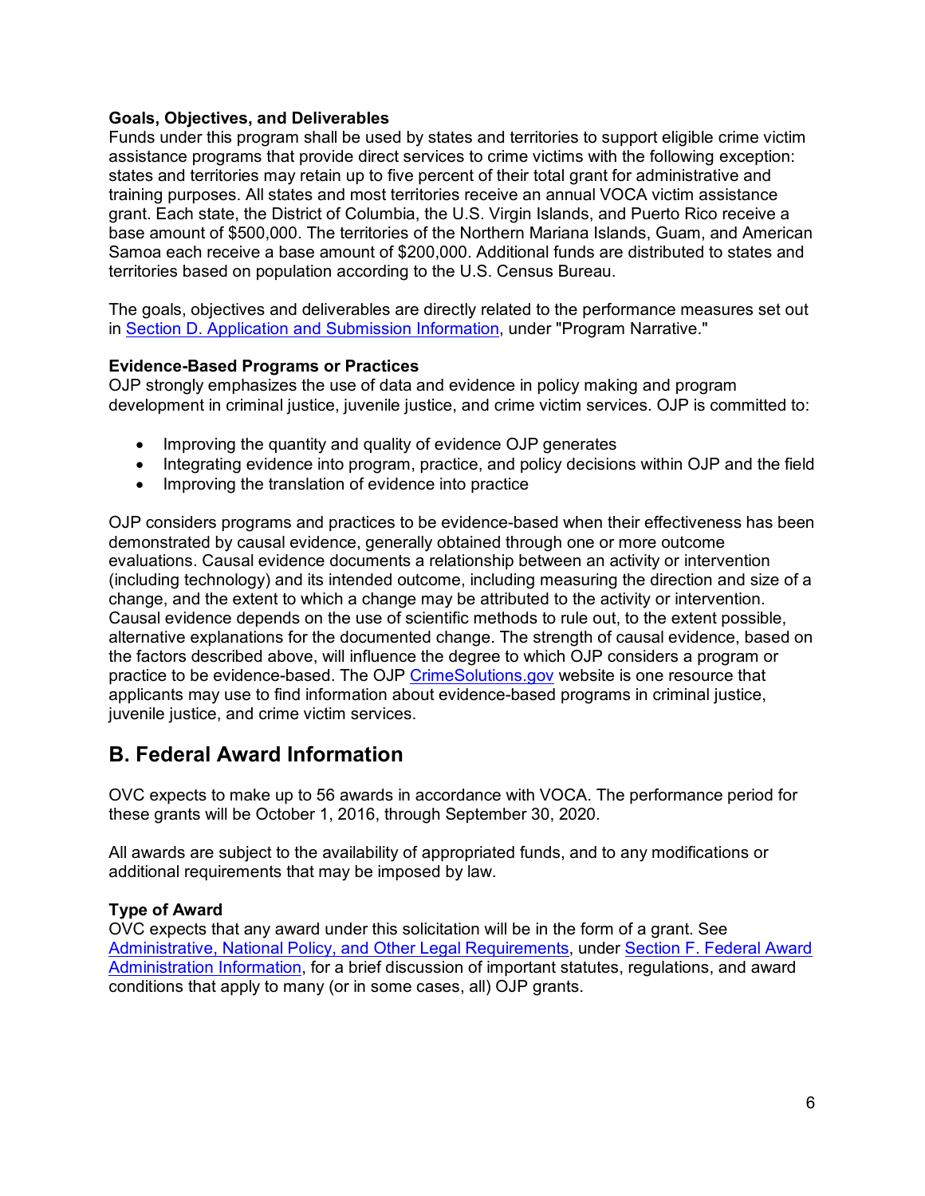**Goals, Objectives, and Deliverables**

Funds under this program shall be used by states and territories to support eligible crime victim assistance programs that provide direct services to crime victims with the following exception: states and territories may retain up to five percent of their total grant for administrative and training purposes. All states and most territories receive an annual VOCA victim assistance grant. Each state, the District of Columbia, the U.S. Virgin Islands, and Puerto Rico receive a base amount of $500,000. The territories of the Northern Mariana Islands, Guam, and American Samoa each receive a base amount of $200,000. Additional funds are distributed to states and territories based on population according to the U.S. Census Bureau.

The goals, objectives and deliverables are directly related to the performance measures set out in Section D. Application and Submission Information, under "Program Narrative."

**Evidence-Based Programs or Practices**

OJP strongly emphasizes the use of data and evidence in policy making and program development in criminal justice, juvenile justice, and crime victim services. OJP is committed to:

- Improving the quantity and quality of evidence OJP generates
- Integrating evidence into program, practice, and policy decisions within OJP and the field
- Improving the translation of evidence into practice

OJP considers programs and practices to be evidence-based when their effectiveness has been demonstrated by causal evidence, generally obtained through one or more outcome evaluations. Causal evidence documents a relationship between an activity or intervention (including technology) and its intended outcome, including measuring the direction and size of a change, and the extent to which a change may be attributed to the activity or intervention. Causal evidence depends on the use of scientific methods to rule out, to the extent possible, alternative explanations for the documented change. The strength of causal evidence, based on the factors described above, will influence the degree to which OJP considers a program or practice to be evidence-based. The OJP CrimeSolutions.gov website is one resource that applicants may use to find information about evidence-based programs in criminal justice, juvenile justice, and crime victim services.

## B. Federal Award Information

OVC expects to make up to 56 awards in accordance with VOCA. The performance period for these grants will be October 1, 2016, through September 30, 2020.

All awards are subject to the availability of appropriated funds, and to any modifications or additional requirements that may be imposed by law.

**Type of Award**

OVC expects that any award under this solicitation will be in the form of a grant. See Administrative, National Policy, and Other Legal Requirements, under Section F. Federal Award Administration Information, for a brief discussion of important statutes, regulations, and award conditions that apply to many (or in some cases, all) OJP grants.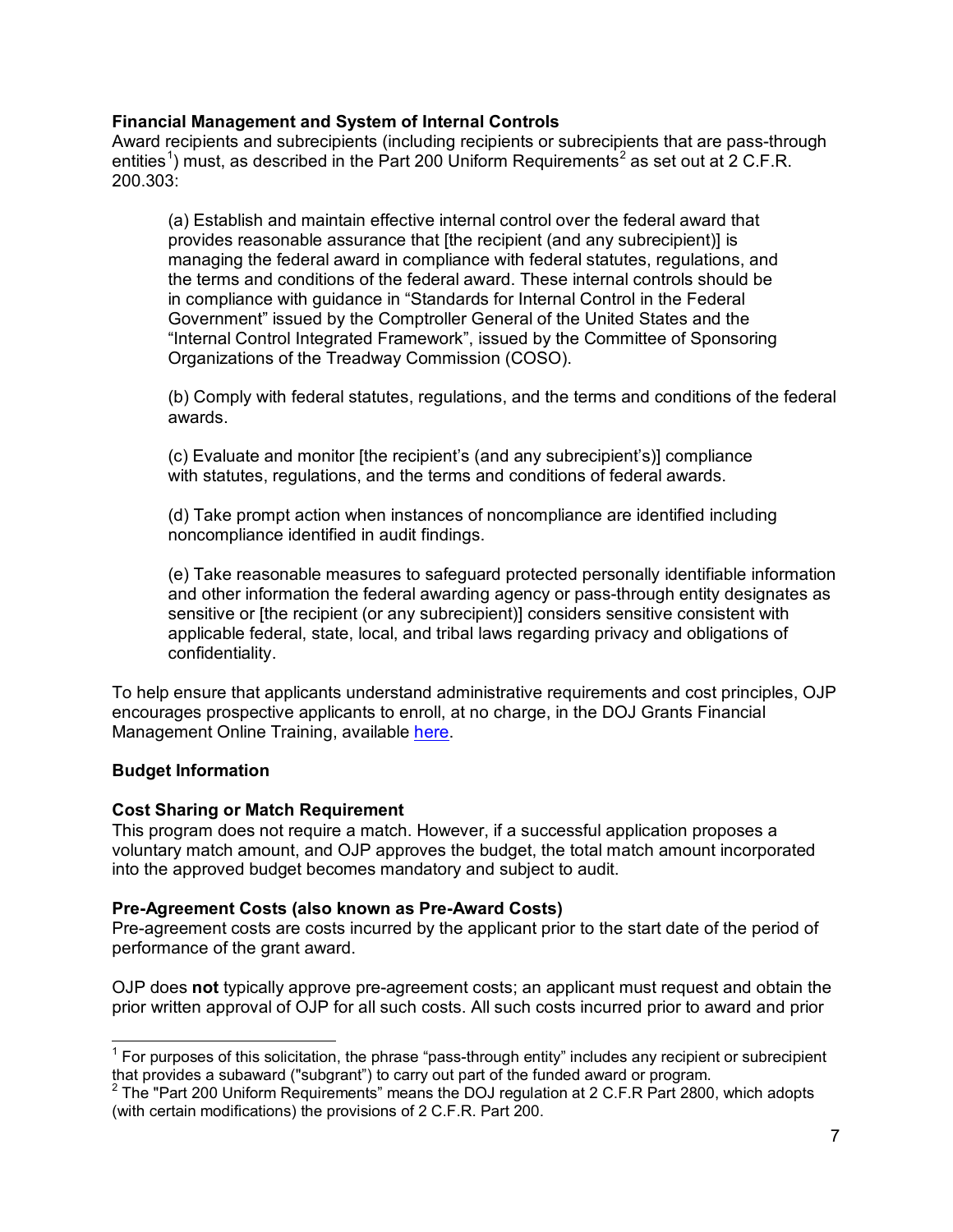**Financial Management and System of Internal Controls**
Award recipients and subrecipients (including recipients or subrecipients that are pass-through entities[1]) must, as described in the Part 200 Uniform Requirements[2] as set out at 2 C.F.R. 200.303:

> (a) Establish and maintain effective internal control over the federal award that provides reasonable assurance that [the recipient (and any subrecipient)] is managing the federal award in compliance with federal statutes, regulations, and the terms and conditions of the federal award. These internal controls should be in compliance with guidance in "Standards for Internal Control in the Federal Government" issued by the Comptroller General of the United States and the "Internal Control Integrated Framework", issued by the Committee of Sponsoring Organizations of the Treadway Commission (COSO).
>
> (b) Comply with federal statutes, regulations, and the terms and conditions of the federal awards.
>
> (c) Evaluate and monitor [the recipient's (and any subrecipient's)] compliance with statutes, regulations, and the terms and conditions of federal awards.
>
> (d) Take prompt action when instances of noncompliance are identified including noncompliance identified in audit findings.
>
> (e) Take reasonable measures to safeguard protected personally identifiable information and other information the federal awarding agency or pass-through entity designates as sensitive or [the recipient (or any subrecipient)] considers sensitive consistent with applicable federal, state, local, and tribal laws regarding privacy and obligations of confidentiality.

To help ensure that applicants understand administrative requirements and cost principles, OJP encourages prospective applicants to enroll, at no charge, in the DOJ Grants Financial Management Online Training, available here.

**Budget Information**

**Cost Sharing or Match Requirement**
This program does not require a match. However, if a successful application proposes a voluntary match amount, and OJP approves the budget, the total match amount incorporated into the approved budget becomes mandatory and subject to audit.

**Pre-Agreement Costs (also known as Pre-Award Costs)**
Pre-agreement costs are costs incurred by the applicant prior to the start date of the period of performance of the grant award.

OJP does **not** typically approve pre-agreement costs; an applicant must request and obtain the prior written approval of OJP for all such costs. All such costs incurred prior to award and prior

[1] For purposes of this solicitation, the phrase "pass-through entity" includes any recipient or subrecipient that provides a subaward ("subgrant") to carry out part of the funded award or program.
[2] The "Part 200 Uniform Requirements" means the DOJ regulation at 2 C.F.R Part 2800, which adopts (with certain modifications) the provisions of 2 C.F.R. Part 200.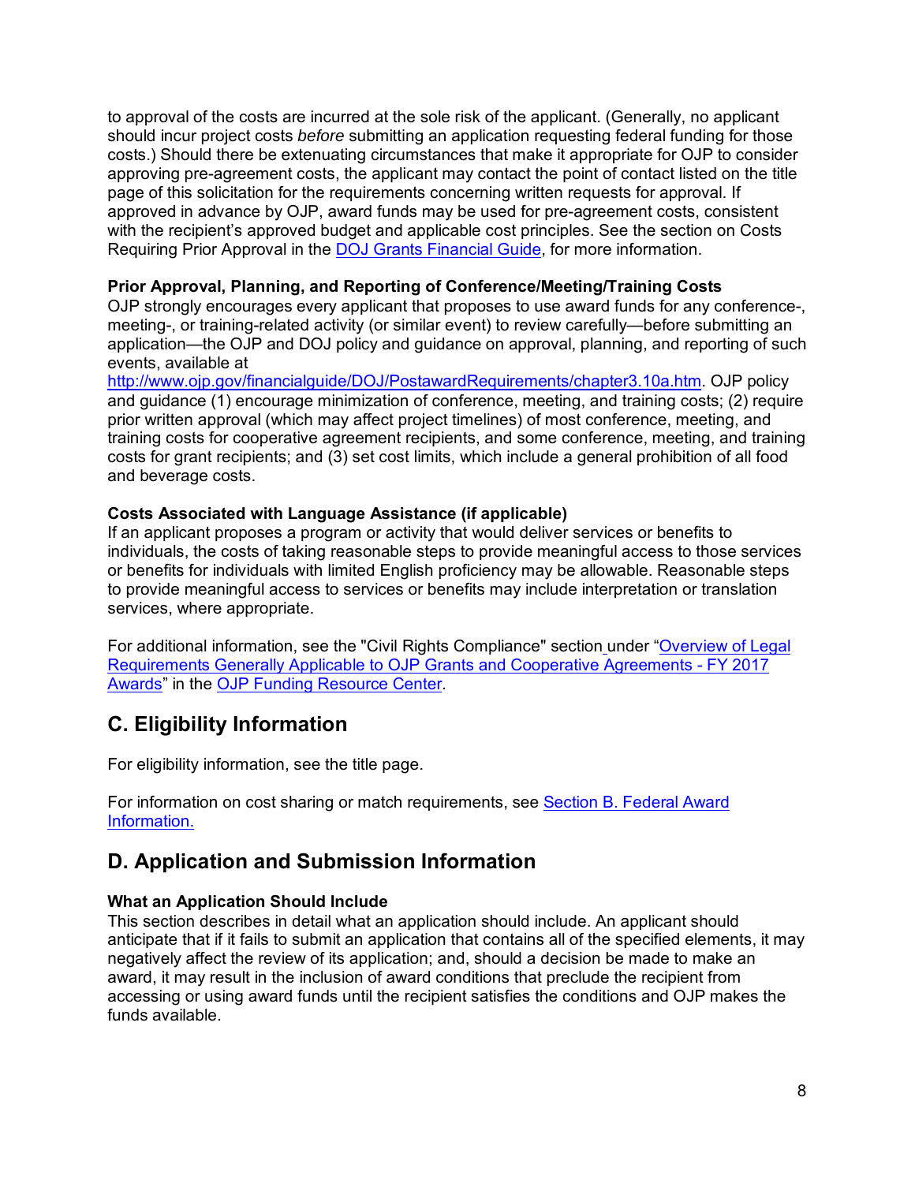to approval of the costs are incurred at the sole risk of the applicant. (Generally, no applicant should incur project costs *before* submitting an application requesting federal funding for those costs.) Should there be extenuating circumstances that make it appropriate for OJP to consider approving pre-agreement costs, the applicant may contact the point of contact listed on the title page of this solicitation for the requirements concerning written requests for approval. If approved in advance by OJP, award funds may be used for pre-agreement costs, consistent with the recipient's approved budget and applicable cost principles. See the section on Costs Requiring Prior Approval in the DOJ Grants Financial Guide, for more information.

**Prior Approval, Planning, and Reporting of Conference/Meeting/Training Costs**

OJP strongly encourages every applicant that proposes to use award funds for any conference-, meeting-, or training-related activity (or similar event) to review carefully—before submitting an application—the OJP and DOJ policy and guidance on approval, planning, and reporting of such events, available at http://www.ojp.gov/financialguide/DOJ/PostawardRequirements/chapter3.10a.htm. OJP policy and guidance (1) encourage minimization of conference, meeting, and training costs; (2) require prior written approval (which may affect project timelines) of most conference, meeting, and training costs for cooperative agreement recipients, and some conference, meeting, and training costs for grant recipients; and (3) set cost limits, which include a general prohibition of all food and beverage costs.

**Costs Associated with Language Assistance (if applicable)**

If an applicant proposes a program or activity that would deliver services or benefits to individuals, the costs of taking reasonable steps to provide meaningful access to those services or benefits for individuals with limited English proficiency may be allowable. Reasonable steps to provide meaningful access to services or benefits may include interpretation or translation services, where appropriate.

For additional information, see the "Civil Rights Compliance" section under "Overview of Legal Requirements Generally Applicable to OJP Grants and Cooperative Agreements - FY 2017 Awards" in the OJP Funding Resource Center.

## C. Eligibility Information

For eligibility information, see the title page.

For information on cost sharing or match requirements, see Section B. Federal Award Information.

## D. Application and Submission Information

**What an Application Should Include**

This section describes in detail what an application should include. An applicant should anticipate that if it fails to submit an application that contains all of the specified elements, it may negatively affect the review of its application; and, should a decision be made to make an award, it may result in the inclusion of award conditions that preclude the recipient from accessing or using award funds until the recipient satisfies the conditions and OJP makes the funds available.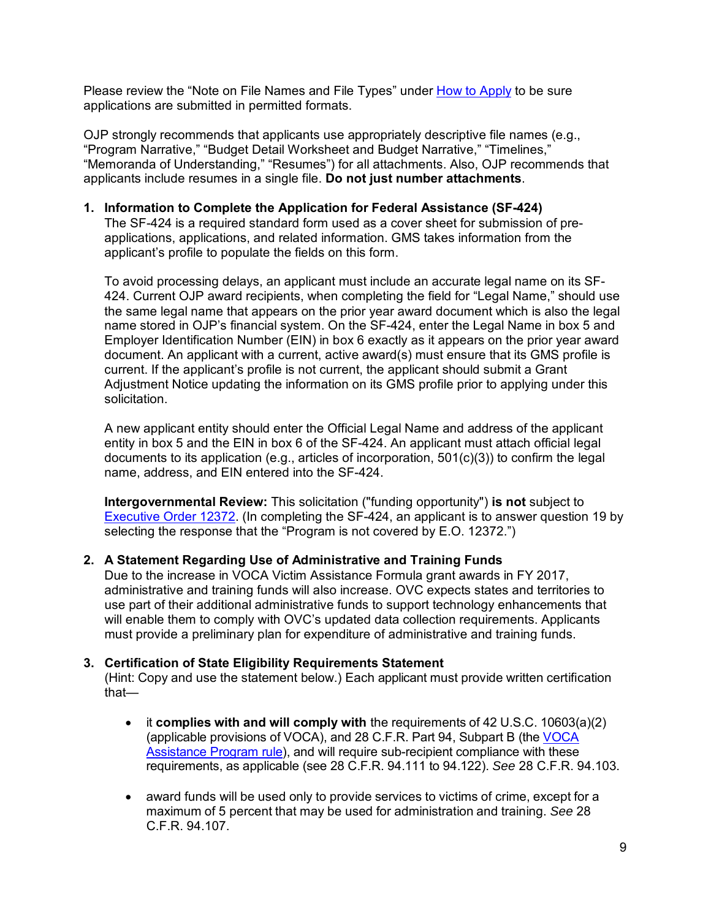Please review the "Note on File Names and File Types" under [How to Apply](#) to be sure applications are submitted in permitted formats.

OJP strongly recommends that applicants use appropriately descriptive file names (e.g., "Program Narrative," "Budget Detail Worksheet and Budget Narrative," "Timelines," "Memoranda of Understanding," "Resumes") for all attachments. Also, OJP recommends that applicants include resumes in a single file. **Do not just number attachments**.

1. **Information to Complete the Application for Federal Assistance (SF-424)**
   The SF-424 is a required standard form used as a cover sheet for submission of pre-applications, applications, and related information. GMS takes information from the applicant's profile to populate the fields on this form.

   To avoid processing delays, an applicant must include an accurate legal name on its SF-424. Current OJP award recipients, when completing the field for "Legal Name," should use the same legal name that appears on the prior year award document which is also the legal name stored in OJP's financial system. On the SF-424, enter the Legal Name in box 5 and Employer Identification Number (EIN) in box 6 exactly as it appears on the prior year award document. An applicant with a current, active award(s) must ensure that its GMS profile is current. If the applicant's profile is not current, the applicant should submit a Grant Adjustment Notice updating the information on its GMS profile prior to applying under this solicitation.

   A new applicant entity should enter the Official Legal Name and address of the applicant entity in box 5 and the EIN in box 6 of the SF-424. An applicant must attach official legal documents to its application (e.g., articles of incorporation, 501(c)(3)) to confirm the legal name, address, and EIN entered into the SF-424.

   **Intergovernmental Review:** This solicitation ("funding opportunity") **is not** subject to [Executive Order 12372](#). (In completing the SF-424, an applicant is to answer question 19 by selecting the response that the "Program is not covered by E.O. 12372.")

2. **A Statement Regarding Use of Administrative and Training Funds**
   Due to the increase in VOCA Victim Assistance Formula grant awards in FY 2017, administrative and training funds will also increase. OVC expects states and territories to use part of their additional administrative funds to support technology enhancements that will enable them to comply with OVC's updated data collection requirements. Applicants must provide a preliminary plan for expenditure of administrative and training funds.

3. **Certification of State Eligibility Requirements Statement**
   (Hint: Copy and use the statement below.) Each applicant must provide written certification that—

   - it **complies with and will comply with** the requirements of 42 U.S.C. 10603(a)(2) (applicable provisions of VOCA), and 28 C.F.R. Part 94, Subpart B (the [VOCA Assistance Program rule](#)), and will require sub-recipient compliance with these requirements, as applicable (see 28 C.F.R. 94.111 to 94.122). *See* 28 C.F.R. 94.103.

   - award funds will be used only to provide services to victims of crime, except for a maximum of 5 percent that may be used for administration and training. *See* 28 C.F.R. 94.107.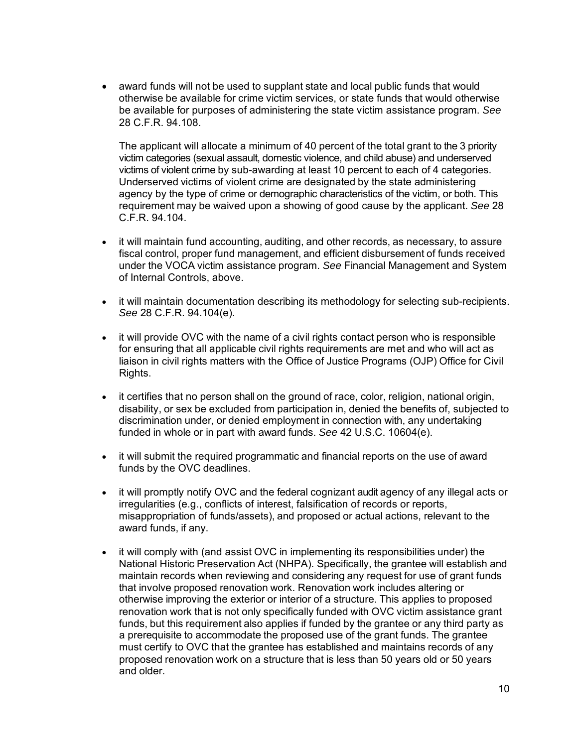- award funds will not be used to supplant state and local public funds that would otherwise be available for crime victim services, or state funds that would otherwise be available for purposes of administering the state victim assistance program. *See* 28 C.F.R. 94.108.

  The applicant will allocate a minimum of 40 percent of the total grant to the 3 priority victim categories (sexual assault, domestic violence, and child abuse) and underserved victims of violent crime by sub-awarding at least 10 percent to each of 4 categories. Underserved victims of violent crime are designated by the state administering agency by the type of crime or demographic characteristics of the victim, or both. This requirement may be waived upon a showing of good cause by the applicant. *See* 28 C.F.R. 94.104.

- it will maintain fund accounting, auditing, and other records, as necessary, to assure fiscal control, proper fund management, and efficient disbursement of funds received under the VOCA victim assistance program. *See* Financial Management and System of Internal Controls, above.

- it will maintain documentation describing its methodology for selecting sub-recipients. *See* 28 C.F.R. 94.104(e).

- it will provide OVC with the name of a civil rights contact person who is responsible for ensuring that all applicable civil rights requirements are met and who will act as liaison in civil rights matters with the Office of Justice Programs (OJP) Office for Civil Rights.

- it certifies that no person shall on the ground of race, color, religion, national origin, disability, or sex be excluded from participation in, denied the benefits of, subjected to discrimination under, or denied employment in connection with, any undertaking funded in whole or in part with award funds. *See* 42 U.S.C. 10604(e).

- it will submit the required programmatic and financial reports on the use of award funds by the OVC deadlines.

- it will promptly notify OVC and the federal cognizant audit agency of any illegal acts or irregularities (e.g., conflicts of interest, falsification of records or reports, misappropriation of funds/assets), and proposed or actual actions, relevant to the award funds, if any.

- it will comply with (and assist OVC in implementing its responsibilities under) the National Historic Preservation Act (NHPA). Specifically, the grantee will establish and maintain records when reviewing and considering any request for use of grant funds that involve proposed renovation work. Renovation work includes altering or otherwise improving the exterior or interior of a structure. This applies to proposed renovation work that is not only specifically funded with OVC victim assistance grant funds, but this requirement also applies if funded by the grantee or any third party as a prerequisite to accommodate the proposed use of the grant funds. The grantee must certify to OVC that the grantee has established and maintains records of any proposed renovation work on a structure that is less than 50 years old or 50 years and older.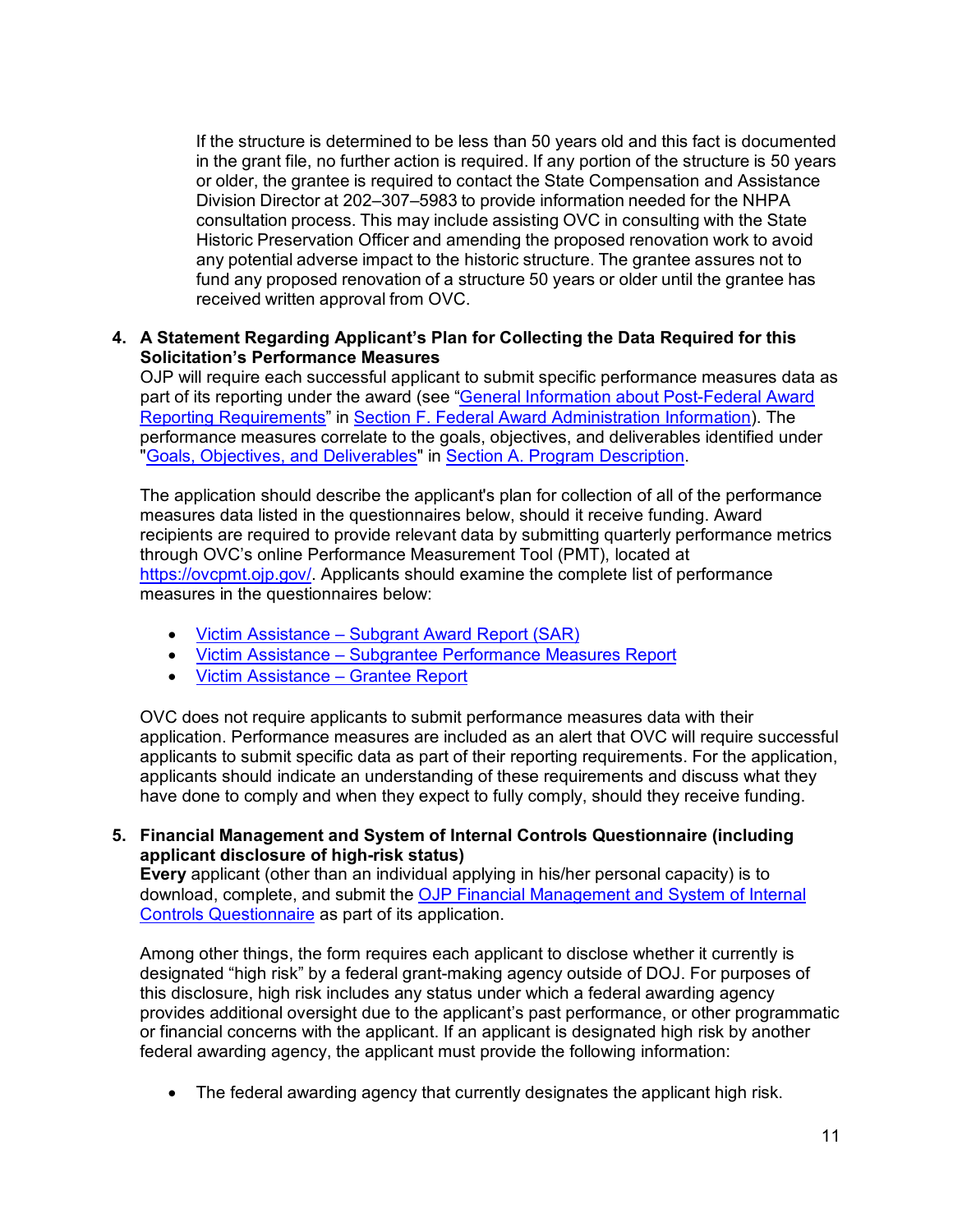If the structure is determined to be less than 50 years old and this fact is documented in the grant file, no further action is required. If any portion of the structure is 50 years or older, the grantee is required to contact the State Compensation and Assistance Division Director at 202–307–5983 to provide information needed for the NHPA consultation process. This may include assisting OVC in consulting with the State Historic Preservation Officer and amending the proposed renovation work to avoid any potential adverse impact to the historic structure. The grantee assures not to fund any proposed renovation of a structure 50 years or older until the grantee has received written approval from OVC.

**4. A Statement Regarding Applicant's Plan for Collecting the Data Required for this Solicitation's Performance Measures**

OJP will require each successful applicant to submit specific performance measures data as part of its reporting under the award (see "General Information about Post-Federal Award Reporting Requirements" in Section F. Federal Award Administration Information). The performance measures correlate to the goals, objectives, and deliverables identified under "Goals, Objectives, and Deliverables" in Section A. Program Description.

The application should describe the applicant's plan for collection of all of the performance measures data listed in the questionnaires below, should it receive funding. Award recipients are required to provide relevant data by submitting quarterly performance metrics through OVC's online Performance Measurement Tool (PMT), located at https://ovcpmt.ojp.gov/. Applicants should examine the complete list of performance measures in the questionnaires below:

- Victim Assistance – Subgrant Award Report (SAR)
- Victim Assistance – Subgrantee Performance Measures Report
- Victim Assistance – Grantee Report

OVC does not require applicants to submit performance measures data with their application. Performance measures are included as an alert that OVC will require successful applicants to submit specific data as part of their reporting requirements. For the application, applicants should indicate an understanding of these requirements and discuss what they have done to comply and when they expect to fully comply, should they receive funding.

**5. Financial Management and System of Internal Controls Questionnaire (including applicant disclosure of high-risk status)**

**Every** applicant (other than an individual applying in his/her personal capacity) is to download, complete, and submit the OJP Financial Management and System of Internal Controls Questionnaire as part of its application.

Among other things, the form requires each applicant to disclose whether it currently is designated "high risk" by a federal grant-making agency outside of DOJ. For purposes of this disclosure, high risk includes any status under which a federal awarding agency provides additional oversight due to the applicant's past performance, or other programmatic or financial concerns with the applicant. If an applicant is designated high risk by another federal awarding agency, the applicant must provide the following information:

- The federal awarding agency that currently designates the applicant high risk.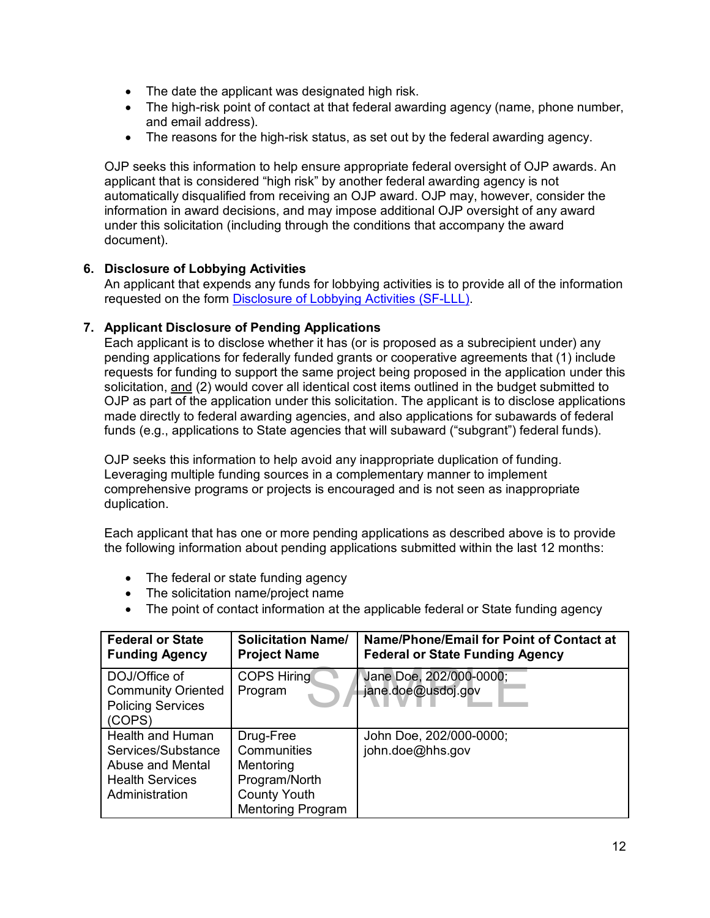- The date the applicant was designated high risk.
- The high-risk point of contact at that federal awarding agency (name, phone number, and email address).
- The reasons for the high-risk status, as set out by the federal awarding agency.

OJP seeks this information to help ensure appropriate federal oversight of OJP awards. An applicant that is considered "high risk" by another federal awarding agency is not automatically disqualified from receiving an OJP award. OJP may, however, consider the information in award decisions, and may impose additional OJP oversight of any award under this solicitation (including through the conditions that accompany the award document).

**6. Disclosure of Lobbying Activities**

An applicant that expends any funds for lobbying activities is to provide all of the information requested on the form [Disclosure of Lobbying Activities (SF-LLL)](#).

**7. Applicant Disclosure of Pending Applications**

Each applicant is to disclose whether it has (or is proposed as a subrecipient under) any pending applications for federally funded grants or cooperative agreements that (1) include requests for funding to support the same project being proposed in the application under this solicitation, and (2) would cover all identical cost items outlined in the budget submitted to OJP as part of the application under this solicitation. The applicant is to disclose applications made directly to federal awarding agencies, and also applications for subawards of federal funds (e.g., applications to State agencies that will subaward ("subgrant") federal funds).

OJP seeks this information to help avoid any inappropriate duplication of funding. Leveraging multiple funding sources in a complementary manner to implement comprehensive programs or projects is encouraged and is not seen as inappropriate duplication.

Each applicant that has one or more pending applications as described above is to provide the following information about pending applications submitted within the last 12 months:

- The federal or state funding agency
- The solicitation name/project name
- The point of contact information at the applicable federal or State funding agency

| Federal or State Funding Agency | Solicitation Name/ Project Name | Name/Phone/Email for Point of Contact at Federal or State Funding Agency |
|---|---|---|
| DOJ/Office of Community Oriented Policing Services (COPS) | COPS Hiring Program | Jane Doe, 202/000-0000; jane.doe@usdoj.gov |
| Health and Human Services/Substance Abuse and Mental Health Services Administration | Drug-Free Communities Mentoring Program/North County Youth Mentoring Program | John Doe, 202/000-0000; john.doe@hhs.gov |

SAMPLE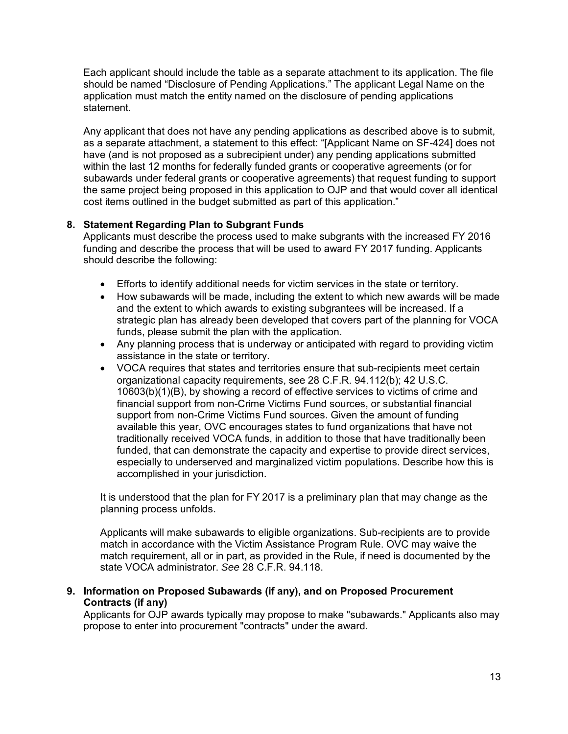Each applicant should include the table as a separate attachment to its application. The file should be named "Disclosure of Pending Applications." The applicant Legal Name on the application must match the entity named on the disclosure of pending applications statement.

Any applicant that does not have any pending applications as described above is to submit, as a separate attachment, a statement to this effect: "[Applicant Name on SF-424] does not have (and is not proposed as a subrecipient under) any pending applications submitted within the last 12 months for federally funded grants or cooperative agreements (or for subawards under federal grants or cooperative agreements) that request funding to support the same project being proposed in this application to OJP and that would cover all identical cost items outlined in the budget submitted as part of this application."

**8. Statement Regarding Plan to Subgrant Funds**

Applicants must describe the process used to make subgrants with the increased FY 2016 funding and describe the process that will be used to award FY 2017 funding. Applicants should describe the following:

- Efforts to identify additional needs for victim services in the state or territory.
- How subawards will be made, including the extent to which new awards will be made and the extent to which awards to existing subgrantees will be increased. If a strategic plan has already been developed that covers part of the planning for VOCA funds, please submit the plan with the application.
- Any planning process that is underway or anticipated with regard to providing victim assistance in the state or territory.
- VOCA requires that states and territories ensure that sub-recipients meet certain organizational capacity requirements, see 28 C.F.R. 94.112(b); 42 U.S.C. 10603(b)(1)(B), by showing a record of effective services to victims of crime and financial support from non-Crime Victims Fund sources, or substantial financial support from non-Crime Victims Fund sources. Given the amount of funding available this year, OVC encourages states to fund organizations that have not traditionally received VOCA funds, in addition to those that have traditionally been funded, that can demonstrate the capacity and expertise to provide direct services, especially to underserved and marginalized victim populations. Describe how this is accomplished in your jurisdiction.

It is understood that the plan for FY 2017 is a preliminary plan that may change as the planning process unfolds.

Applicants will make subawards to eligible organizations. Sub-recipients are to provide match in accordance with the Victim Assistance Program Rule. OVC may waive the match requirement, all or in part, as provided in the Rule, if need is documented by the state VOCA administrator. *See* 28 C.F.R. 94.118.

**9. Information on Proposed Subawards (if any), and on Proposed Procurement Contracts (if any)**

Applicants for OJP awards typically may propose to make "subawards." Applicants also may propose to enter into procurement "contracts" under the award.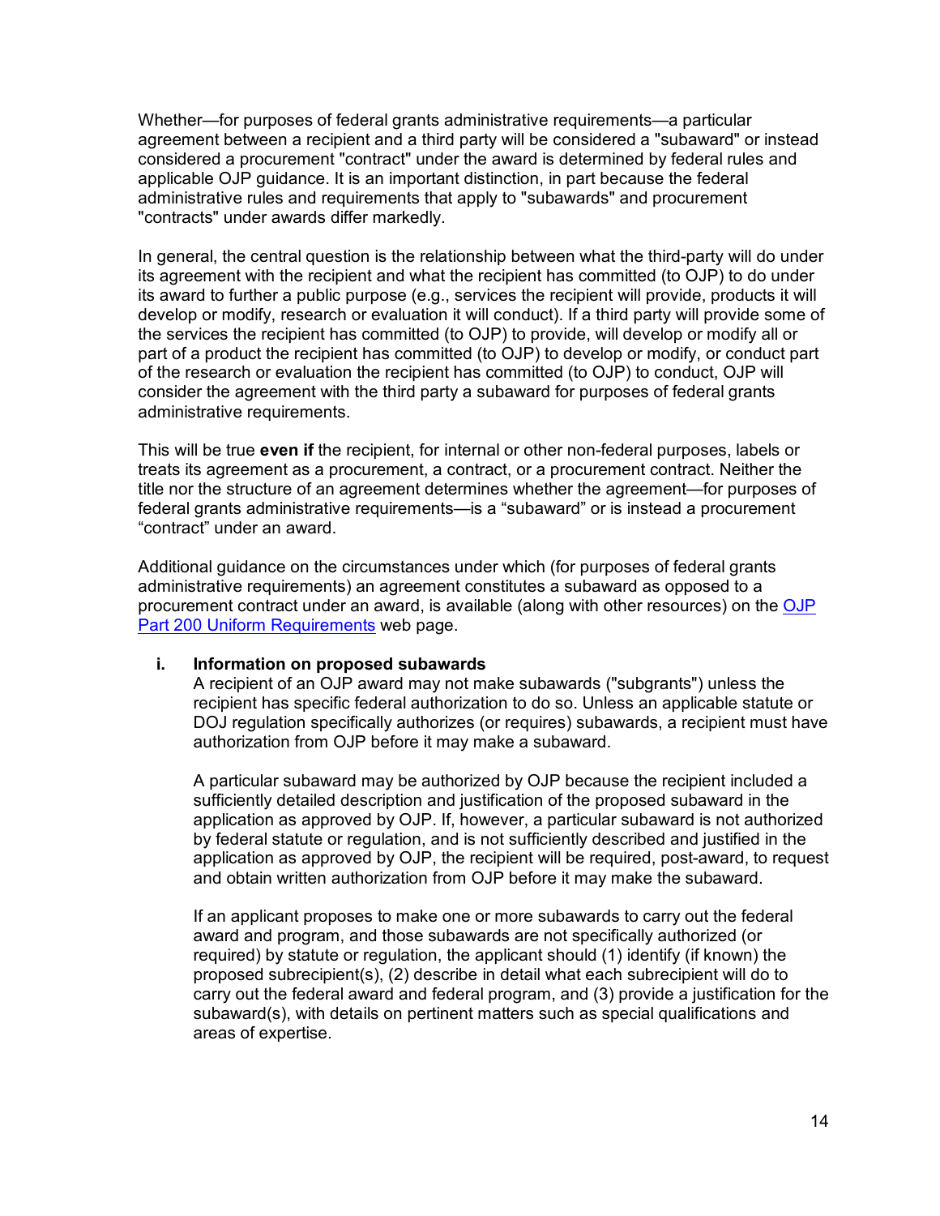Whether—for purposes of federal grants administrative requirements—a particular agreement between a recipient and a third party will be considered a "subaward" or instead considered a procurement "contract" under the award is determined by federal rules and applicable OJP guidance. It is an important distinction, in part because the federal administrative rules and requirements that apply to "subawards" and procurement "contracts" under awards differ markedly.

In general, the central question is the relationship between what the third-party will do under its agreement with the recipient and what the recipient has committed (to OJP) to do under its award to further a public purpose (e.g., services the recipient will provide, products it will develop or modify, research or evaluation it will conduct). If a third party will provide some of the services the recipient has committed (to OJP) to provide, will develop or modify all or part of a product the recipient has committed (to OJP) to develop or modify, or conduct part of the research or evaluation the recipient has committed (to OJP) to conduct, OJP will consider the agreement with the third party a subaward for purposes of federal grants administrative requirements.

This will be true **even if** the recipient, for internal or other non-federal purposes, labels or treats its agreement as a procurement, a contract, or a procurement contract. Neither the title nor the structure of an agreement determines whether the agreement—for purposes of federal grants administrative requirements—is a “subaward” or is instead a procurement “contract” under an award.

Additional guidance on the circumstances under which (for purposes of federal grants administrative requirements) an agreement constitutes a subaward as opposed to a procurement contract under an award, is available (along with other resources) on the [OJP Part 200 Uniform Requirements]() web page.

**i. Information on proposed subawards**

A recipient of an OJP award may not make subawards ("subgrants") unless the recipient has specific federal authorization to do so. Unless an applicable statute or DOJ regulation specifically authorizes (or requires) subawards, a recipient must have authorization from OJP before it may make a subaward.

A particular subaward may be authorized by OJP because the recipient included a sufficiently detailed description and justification of the proposed subaward in the application as approved by OJP. If, however, a particular subaward is not authorized by federal statute or regulation, and is not sufficiently described and justified in the application as approved by OJP, the recipient will be required, post-award, to request and obtain written authorization from OJP before it may make the subaward.

If an applicant proposes to make one or more subawards to carry out the federal award and program, and those subawards are not specifically authorized (or required) by statute or regulation, the applicant should (1) identify (if known) the proposed subrecipient(s), (2) describe in detail what each subrecipient will do to carry out the federal award and federal program, and (3) provide a justification for the subaward(s), with details on pertinent matters such as special qualifications and areas of expertise.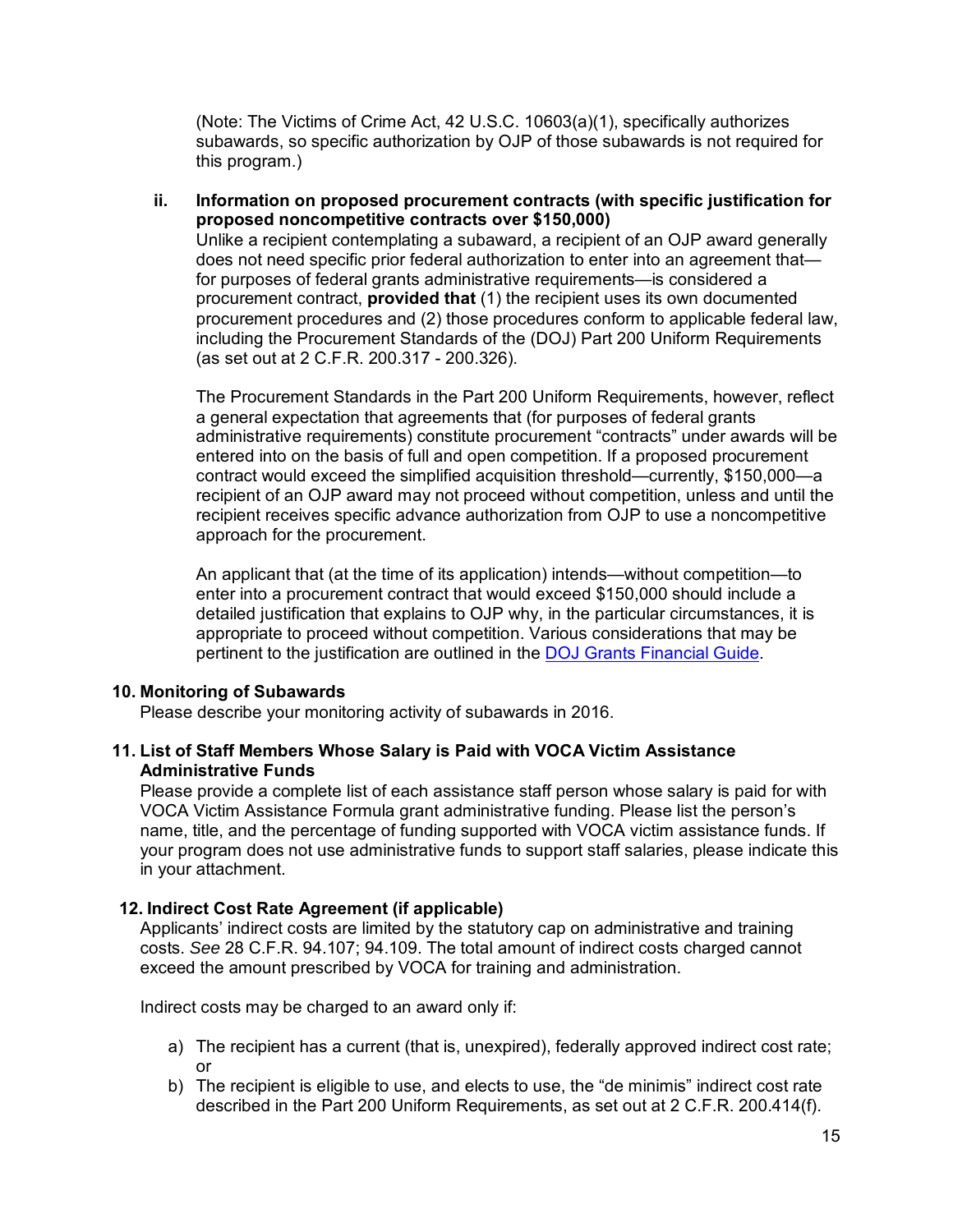(Note: The Victims of Crime Act, 42 U.S.C. 10603(a)(1), specifically authorizes subawards, so specific authorization by OJP of those subawards is not required for this program.)

**ii. Information on proposed procurement contracts (with specific justification for proposed noncompetitive contracts over $150,000)**

Unlike a recipient contemplating a subaward, a recipient of an OJP award generally does not need specific prior federal authorization to enter into an agreement that—for purposes of federal grants administrative requirements—is considered a procurement contract, **provided that** (1) the recipient uses its own documented procurement procedures and (2) those procedures conform to applicable federal law, including the Procurement Standards of the (DOJ) Part 200 Uniform Requirements (as set out at 2 C.F.R. 200.317 - 200.326).

The Procurement Standards in the Part 200 Uniform Requirements, however, reflect a general expectation that agreements that (for purposes of federal grants administrative requirements) constitute procurement "contracts" under awards will be entered into on the basis of full and open competition. If a proposed procurement contract would exceed the simplified acquisition threshold—currently, $150,000—a recipient of an OJP award may not proceed without competition, unless and until the recipient receives specific advance authorization from OJP to use a noncompetitive approach for the procurement.

An applicant that (at the time of its application) intends—without competition—to enter into a procurement contract that would exceed $150,000 should include a detailed justification that explains to OJP why, in the particular circumstances, it is appropriate to proceed without competition. Various considerations that may be pertinent to the justification are outlined in the DOJ Grants Financial Guide.

**10. Monitoring of Subawards**

Please describe your monitoring activity of subawards in 2016.

**11. List of Staff Members Whose Salary is Paid with VOCA Victim Assistance Administrative Funds**

Please provide a complete list of each assistance staff person whose salary is paid for with VOCA Victim Assistance Formula grant administrative funding. Please list the person's name, title, and the percentage of funding supported with VOCA victim assistance funds. If your program does not use administrative funds to support staff salaries, please indicate this in your attachment.

**12. Indirect Cost Rate Agreement (if applicable)**

Applicants' indirect costs are limited by the statutory cap on administrative and training costs. *See* 28 C.F.R. 94.107; 94.109. The total amount of indirect costs charged cannot exceed the amount prescribed by VOCA for training and administration.

Indirect costs may be charged to an award only if:

a) The recipient has a current (that is, unexpired), federally approved indirect cost rate; or
b) The recipient is eligible to use, and elects to use, the "de minimis" indirect cost rate described in the Part 200 Uniform Requirements, as set out at 2 C.F.R. 200.414(f).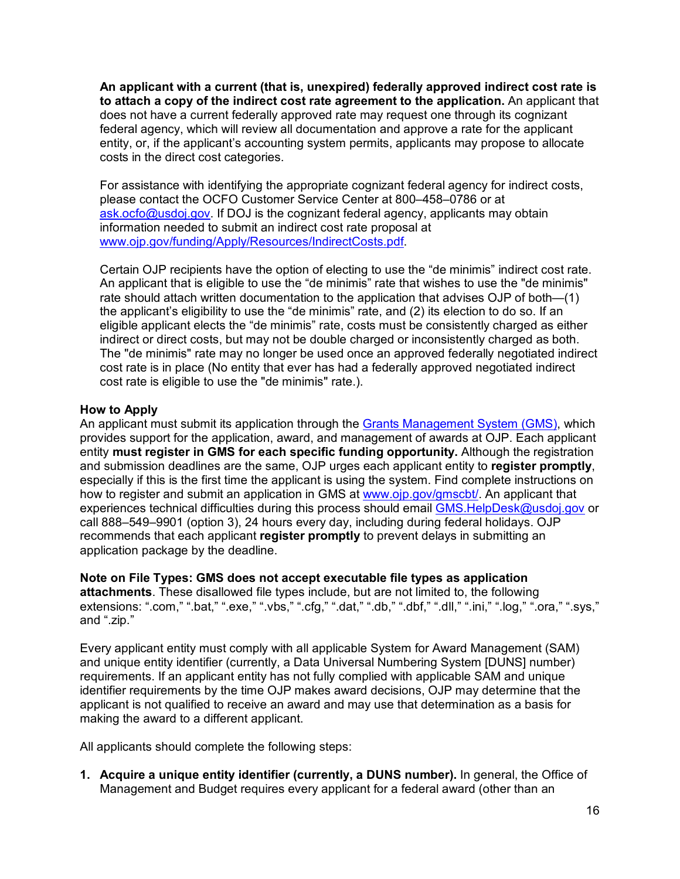**An applicant with a current (that is, unexpired) federally approved indirect cost rate is to attach a copy of the indirect cost rate agreement to the application.** An applicant that does not have a current federally approved rate may request one through its cognizant federal agency, which will review all documentation and approve a rate for the applicant entity, or, if the applicant's accounting system permits, applicants may propose to allocate costs in the direct cost categories.

For assistance with identifying the appropriate cognizant federal agency for indirect costs, please contact the OCFO Customer Service Center at 800–458–0786 or at ask.ocfo@usdoj.gov. If DOJ is the cognizant federal agency, applicants may obtain information needed to submit an indirect cost rate proposal at www.ojp.gov/funding/Apply/Resources/IndirectCosts.pdf.

Certain OJP recipients have the option of electing to use the "de minimis" indirect cost rate. An applicant that is eligible to use the "de minimis" rate that wishes to use the "de minimis" rate should attach written documentation to the application that advises OJP of both—(1) the applicant's eligibility to use the "de minimis" rate, and (2) its election to do so. If an eligible applicant elects the "de minimis" rate, costs must be consistently charged as either indirect or direct costs, but may not be double charged or inconsistently charged as both. The "de minimis" rate may no longer be used once an approved federally negotiated indirect cost rate is in place (No entity that ever has had a federally approved negotiated indirect cost rate is eligible to use the "de minimis" rate.).

**How to Apply**

An applicant must submit its application through the Grants Management System (GMS), which provides support for the application, award, and management of awards at OJP. Each applicant entity **must register in GMS for each specific funding opportunity.** Although the registration and submission deadlines are the same, OJP urges each applicant entity to **register promptly**, especially if this is the first time the applicant is using the system. Find complete instructions on how to register and submit an application in GMS at www.ojp.gov/gmscbt/. An applicant that experiences technical difficulties during this process should email GMS.HelpDesk@usdoj.gov or call 888–549–9901 (option 3), 24 hours every day, including during federal holidays. OJP recommends that each applicant **register promptly** to prevent delays in submitting an application package by the deadline.

**Note on File Types: GMS does not accept executable file types as application attachments**. These disallowed file types include, but are not limited to, the following extensions: ".com," ".bat," ".exe," ".vbs," ".cfg," ".dat," ".db," ".dbf," ".dll," ".ini," ".log," ".ora," ".sys," and ".zip."

Every applicant entity must comply with all applicable System for Award Management (SAM) and unique entity identifier (currently, a Data Universal Numbering System [DUNS] number) requirements. If an applicant entity has not fully complied with applicable SAM and unique identifier requirements by the time OJP makes award decisions, OJP may determine that the applicant is not qualified to receive an award and may use that determination as a basis for making the award to a different applicant.

All applicants should complete the following steps:

1. **Acquire a unique entity identifier (currently, a DUNS number).** In general, the Office of Management and Budget requires every applicant for a federal award (other than an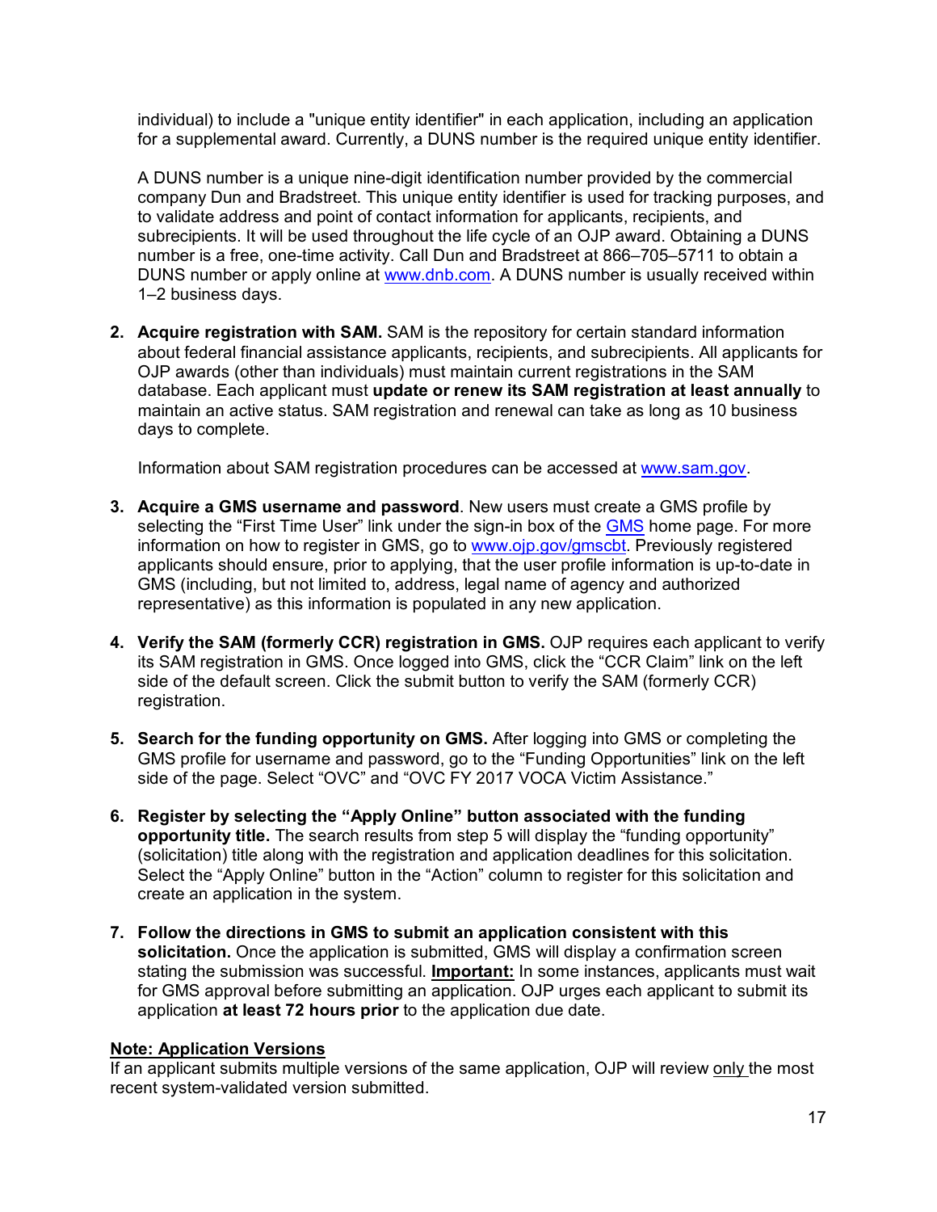individual) to include a "unique entity identifier" in each application, including an application for a supplemental award. Currently, a DUNS number is the required unique entity identifier.

A DUNS number is a unique nine-digit identification number provided by the commercial company Dun and Bradstreet. This unique entity identifier is used for tracking purposes, and to validate address and point of contact information for applicants, recipients, and subrecipients. It will be used throughout the life cycle of an OJP award. Obtaining a DUNS number is a free, one-time activity. Call Dun and Bradstreet at 866–705–5711 to obtain a DUNS number or apply online at [www.dnb.com](http://www.dnb.com). A DUNS number is usually received within 1–2 business days.

2. **Acquire registration with SAM.** SAM is the repository for certain standard information about federal financial assistance applicants, recipients, and subrecipients. All applicants for OJP awards (other than individuals) must maintain current registrations in the SAM database. Each applicant must **update or renew its SAM registration at least annually** to maintain an active status. SAM registration and renewal can take as long as 10 business days to complete.

   Information about SAM registration procedures can be accessed at [www.sam.gov](http://www.sam.gov).

3. **Acquire a GMS username and password**. New users must create a GMS profile by selecting the "First Time User" link under the sign-in box of the [GMS](#) home page. For more information on how to register in GMS, go to [www.ojp.gov/gmscbt](http://www.ojp.gov/gmscbt). Previously registered applicants should ensure, prior to applying, that the user profile information is up-to-date in GMS (including, but not limited to, address, legal name of agency and authorized representative) as this information is populated in any new application.

4. **Verify the SAM (formerly CCR) registration in GMS.** OJP requires each applicant to verify its SAM registration in GMS. Once logged into GMS, click the "CCR Claim" link on the left side of the default screen. Click the submit button to verify the SAM (formerly CCR) registration.

5. **Search for the funding opportunity on GMS.** After logging into GMS or completing the GMS profile for username and password, go to the "Funding Opportunities" link on the left side of the page. Select "OVC" and "OVC FY 2017 VOCA Victim Assistance."

6. **Register by selecting the "Apply Online" button associated with the funding opportunity title.** The search results from step 5 will display the "funding opportunity" (solicitation) title along with the registration and application deadlines for this solicitation. Select the "Apply Online" button in the "Action" column to register for this solicitation and create an application in the system.

7. **Follow the directions in GMS to submit an application consistent with this solicitation.** Once the application is submitted, GMS will display a confirmation screen stating the submission was successful. **<u>Important:</u>** In some instances, applicants must wait for GMS approval before submitting an application. OJP urges each applicant to submit its application **at least 72 hours prior** to the application due date.

**<u>Note: Application Versions</u>**
If an applicant submits multiple versions of the same application, OJP will review <u>only</u> the most recent system-validated version submitted.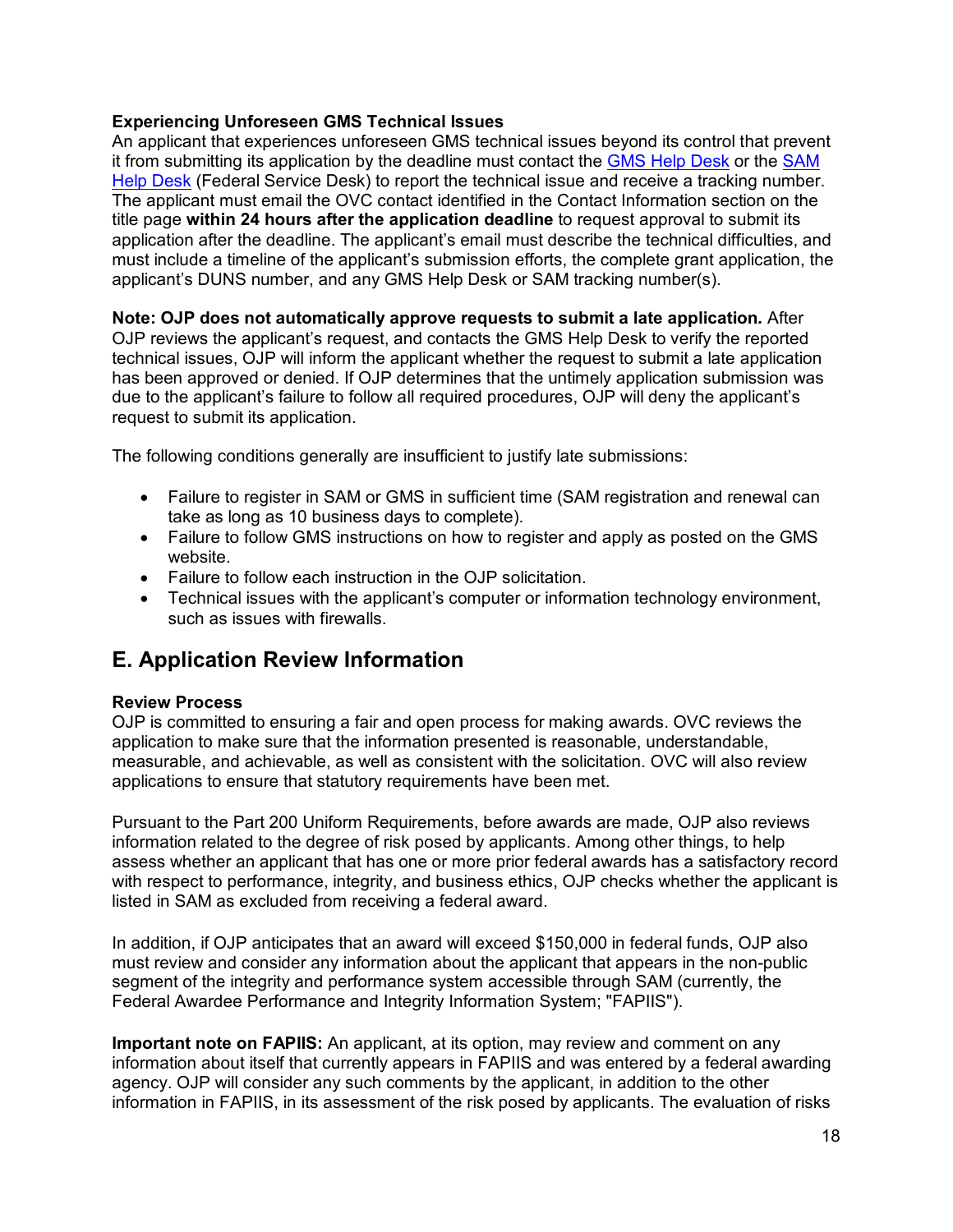**Experiencing Unforeseen GMS Technical Issues**
An applicant that experiences unforeseen GMS technical issues beyond its control that prevent it from submitting its application by the deadline must contact the GMS Help Desk or the SAM Help Desk (Federal Service Desk) to report the technical issue and receive a tracking number. The applicant must email the OVC contact identified in the Contact Information section on the title page **within 24 hours after the application deadline** to request approval to submit its application after the deadline. The applicant's email must describe the technical difficulties, and must include a timeline of the applicant's submission efforts, the complete grant application, the applicant's DUNS number, and any GMS Help Desk or SAM tracking number(s).

**Note: OJP does not automatically approve requests to submit a late application.** After OJP reviews the applicant's request, and contacts the GMS Help Desk to verify the reported technical issues, OJP will inform the applicant whether the request to submit a late application has been approved or denied. If OJP determines that the untimely application submission was due to the applicant's failure to follow all required procedures, OJP will deny the applicant's request to submit its application.

The following conditions generally are insufficient to justify late submissions:

- Failure to register in SAM or GMS in sufficient time (SAM registration and renewal can take as long as 10 business days to complete).
- Failure to follow GMS instructions on how to register and apply as posted on the GMS website.
- Failure to follow each instruction in the OJP solicitation.
- Technical issues with the applicant's computer or information technology environment, such as issues with firewalls.

## E. Application Review Information

**Review Process**
OJP is committed to ensuring a fair and open process for making awards. OVC reviews the application to make sure that the information presented is reasonable, understandable, measurable, and achievable, as well as consistent with the solicitation. OVC will also review applications to ensure that statutory requirements have been met.

Pursuant to the Part 200 Uniform Requirements, before awards are made, OJP also reviews information related to the degree of risk posed by applicants. Among other things, to help assess whether an applicant that has one or more prior federal awards has a satisfactory record with respect to performance, integrity, and business ethics, OJP checks whether the applicant is listed in SAM as excluded from receiving a federal award.

In addition, if OJP anticipates that an award will exceed $150,000 in federal funds, OJP also must review and consider any information about the applicant that appears in the non-public segment of the integrity and performance system accessible through SAM (currently, the Federal Awardee Performance and Integrity Information System; "FAPIIS").

**Important note on FAPIIS:** An applicant, at its option, may review and comment on any information about itself that currently appears in FAPIIS and was entered by a federal awarding agency. OJP will consider any such comments by the applicant, in addition to the other information in FAPIIS, in its assessment of the risk posed by applicants. The evaluation of risks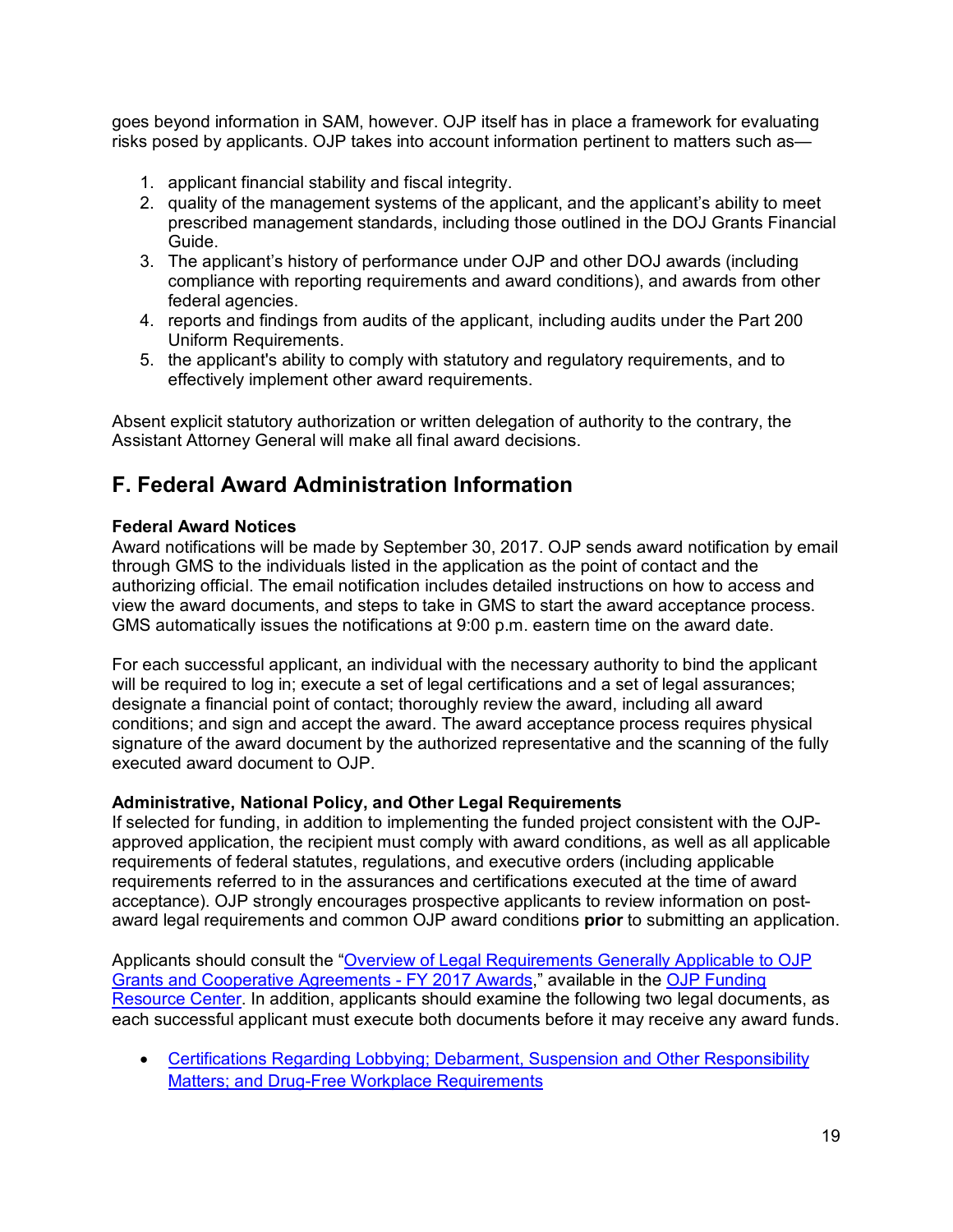goes beyond information in SAM, however. OJP itself has in place a framework for evaluating risks posed by applicants. OJP takes into account information pertinent to matters such as—

1. applicant financial stability and fiscal integrity.
2. quality of the management systems of the applicant, and the applicant's ability to meet prescribed management standards, including those outlined in the DOJ Grants Financial Guide.
3. The applicant's history of performance under OJP and other DOJ awards (including compliance with reporting requirements and award conditions), and awards from other federal agencies.
4. reports and findings from audits of the applicant, including audits under the Part 200 Uniform Requirements.
5. the applicant's ability to comply with statutory and regulatory requirements, and to effectively implement other award requirements.

Absent explicit statutory authorization or written delegation of authority to the contrary, the Assistant Attorney General will make all final award decisions.

## F. Federal Award Administration Information

**Federal Award Notices**
Award notifications will be made by September 30, 2017. OJP sends award notification by email through GMS to the individuals listed in the application as the point of contact and the authorizing official. The email notification includes detailed instructions on how to access and view the award documents, and steps to take in GMS to start the award acceptance process. GMS automatically issues the notifications at 9:00 p.m. eastern time on the award date.

For each successful applicant, an individual with the necessary authority to bind the applicant will be required to log in; execute a set of legal certifications and a set of legal assurances; designate a financial point of contact; thoroughly review the award, including all award conditions; and sign and accept the award. The award acceptance process requires physical signature of the award document by the authorized representative and the scanning of the fully executed award document to OJP.

**Administrative, National Policy, and Other Legal Requirements**
If selected for funding, in addition to implementing the funded project consistent with the OJP-approved application, the recipient must comply with award conditions, as well as all applicable requirements of federal statutes, regulations, and executive orders (including applicable requirements referred to in the assurances and certifications executed at the time of award acceptance). OJP strongly encourages prospective applicants to review information on post-award legal requirements and common OJP award conditions **prior** to submitting an application.

Applicants should consult the "Overview of Legal Requirements Generally Applicable to OJP Grants and Cooperative Agreements - FY 2017 Awards," available in the OJP Funding Resource Center. In addition, applicants should examine the following two legal documents, as each successful applicant must execute both documents before it may receive any award funds.

- Certifications Regarding Lobbying; Debarment, Suspension and Other Responsibility Matters; and Drug-Free Workplace Requirements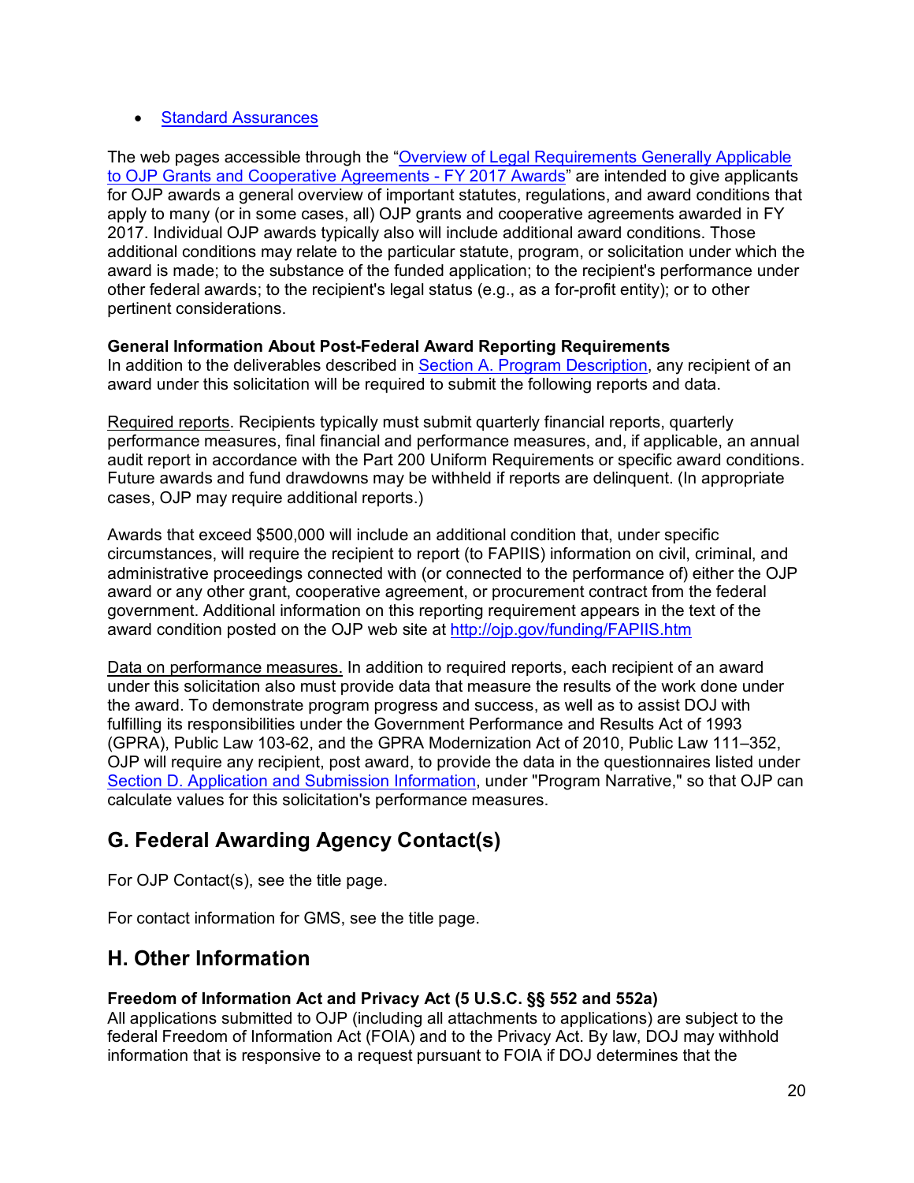- Standard Assurances

The web pages accessible through the "Overview of Legal Requirements Generally Applicable to OJP Grants and Cooperative Agreements - FY 2017 Awards" are intended to give applicants for OJP awards a general overview of important statutes, regulations, and award conditions that apply to many (or in some cases, all) OJP grants and cooperative agreements awarded in FY 2017. Individual OJP awards typically also will include additional award conditions. Those additional conditions may relate to the particular statute, program, or solicitation under which the award is made; to the substance of the funded application; to the recipient's performance under other federal awards; to the recipient's legal status (e.g., as a for-profit entity); or to other pertinent considerations.

**General Information About Post-Federal Award Reporting Requirements**
In addition to the deliverables described in Section A. Program Description, any recipient of an award under this solicitation will be required to submit the following reports and data.

Required reports. Recipients typically must submit quarterly financial reports, quarterly performance measures, final financial and performance measures, and, if applicable, an annual audit report in accordance with the Part 200 Uniform Requirements or specific award conditions. Future awards and fund drawdowns may be withheld if reports are delinquent. (In appropriate cases, OJP may require additional reports.)

Awards that exceed $500,000 will include an additional condition that, under specific circumstances, will require the recipient to report (to FAPIIS) information on civil, criminal, and administrative proceedings connected with (or connected to the performance of) either the OJP award or any other grant, cooperative agreement, or procurement contract from the federal government. Additional information on this reporting requirement appears in the text of the award condition posted on the OJP web site at http://ojp.gov/funding/FAPIIS.htm

Data on performance measures. In addition to required reports, each recipient of an award under this solicitation also must provide data that measure the results of the work done under the award. To demonstrate program progress and success, as well as to assist DOJ with fulfilling its responsibilities under the Government Performance and Results Act of 1993 (GPRA), Public Law 103-62, and the GPRA Modernization Act of 2010, Public Law 111–352, OJP will require any recipient, post award, to provide the data in the questionnaires listed under Section D. Application and Submission Information, under "Program Narrative," so that OJP can calculate values for this solicitation's performance measures.

## G. Federal Awarding Agency Contact(s)

For OJP Contact(s), see the title page.

For contact information for GMS, see the title page.

## H. Other Information

**Freedom of Information Act and Privacy Act (5 U.S.C. §§ 552 and 552a)**
All applications submitted to OJP (including all attachments to applications) are subject to the federal Freedom of Information Act (FOIA) and to the Privacy Act. By law, DOJ may withhold information that is responsive to a request pursuant to FOIA if DOJ determines that the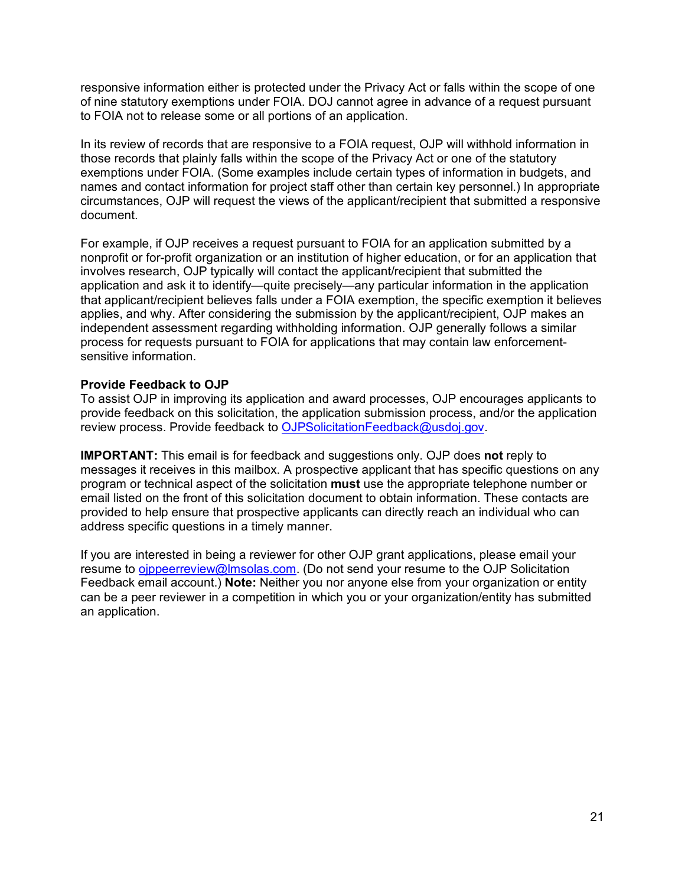responsive information either is protected under the Privacy Act or falls within the scope of one of nine statutory exemptions under FOIA. DOJ cannot agree in advance of a request pursuant to FOIA not to release some or all portions of an application.

In its review of records that are responsive to a FOIA request, OJP will withhold information in those records that plainly falls within the scope of the Privacy Act or one of the statutory exemptions under FOIA. (Some examples include certain types of information in budgets, and names and contact information for project staff other than certain key personnel.) In appropriate circumstances, OJP will request the views of the applicant/recipient that submitted a responsive document.

For example, if OJP receives a request pursuant to FOIA for an application submitted by a nonprofit or for-profit organization or an institution of higher education, or for an application that involves research, OJP typically will contact the applicant/recipient that submitted the application and ask it to identify—quite precisely—any particular information in the application that applicant/recipient believes falls under a FOIA exemption, the specific exemption it believes applies, and why. After considering the submission by the applicant/recipient, OJP makes an independent assessment regarding withholding information. OJP generally follows a similar process for requests pursuant to FOIA for applications that may contain law enforcement-sensitive information.

**Provide Feedback to OJP**

To assist OJP in improving its application and award processes, OJP encourages applicants to provide feedback on this solicitation, the application submission process, and/or the application review process. Provide feedback to OJPSolicitationFeedback@usdoj.gov.

**IMPORTANT:** This email is for feedback and suggestions only. OJP does **not** reply to messages it receives in this mailbox. A prospective applicant that has specific questions on any program or technical aspect of the solicitation **must** use the appropriate telephone number or email listed on the front of this solicitation document to obtain information. These contacts are provided to help ensure that prospective applicants can directly reach an individual who can address specific questions in a timely manner.

If you are interested in being a reviewer for other OJP grant applications, please email your resume to ojppeerreview@lmsolas.com. (Do not send your resume to the OJP Solicitation Feedback email account.) **Note:** Neither you nor anyone else from your organization or entity can be a peer reviewer in a competition in which you or your organization/entity has submitted an application.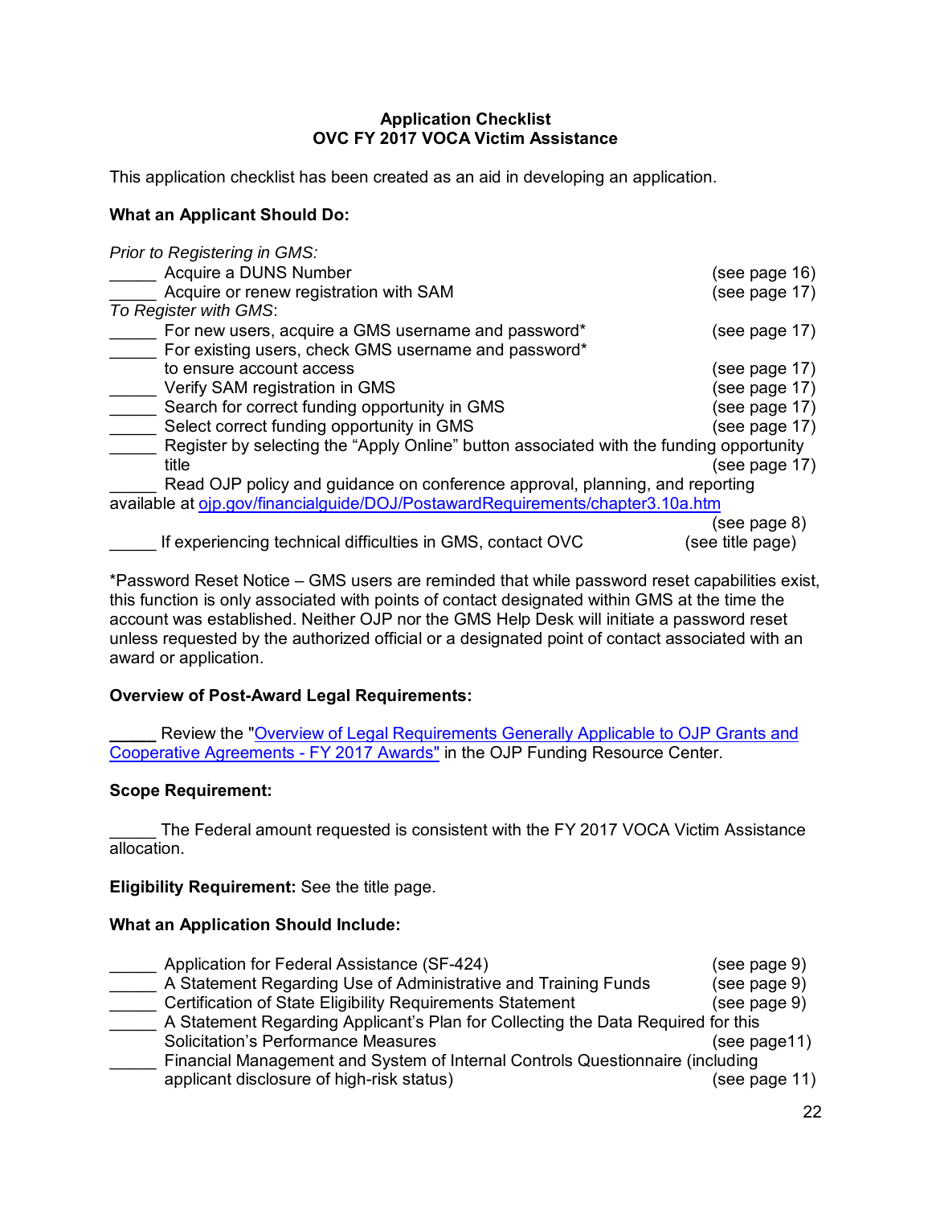**Application Checklist**
**OVC FY 2017 VOCA Victim Assistance**

This application checklist has been created as an aid in developing an application.

**What an Applicant Should Do:**

*Prior to Registering in GMS:*

_____ Acquire a DUNS Number (see page 16)
_____ Acquire or renew registration with SAM (see page 17)

*To Register with GMS*:

_____ For new users, acquire a GMS username and password* (see page 17)
_____ For existing users, check GMS username and password* to ensure account access (see page 17)
_____ Verify SAM registration in GMS (see page 17)
_____ Search for correct funding opportunity in GMS (see page 17)
_____ Select correct funding opportunity in GMS (see page 17)
_____ Register by selecting the "Apply Online" button associated with the funding opportunity title (see page 17)
_____ Read OJP policy and guidance on conference approval, planning, and reporting available at [ojp.gov/financialguide/DOJ/PostawardRequirements/chapter3.10a.htm](ojp.gov/financialguide/DOJ/PostawardRequirements/chapter3.10a.htm) (see page 8)
_____ If experiencing technical difficulties in GMS, contact OVC (see title page)

*Password Reset Notice – GMS users are reminded that while password reset capabilities exist, this function is only associated with points of contact designated within GMS at the time the account was established. Neither OJP nor the GMS Help Desk will initiate a password reset unless requested by the authorized official or a designated point of contact associated with an award or application.

**Overview of Post-Award Legal Requirements:**

_____ Review the "Overview of Legal Requirements Generally Applicable to OJP Grants and Cooperative Agreements - FY 2017 Awards" in the OJP Funding Resource Center.

**Scope Requirement:**

_____ The Federal amount requested is consistent with the FY 2017 VOCA Victim Assistance allocation.

**Eligibility Requirement:** See the title page.

**What an Application Should Include:**

_____ Application for Federal Assistance (SF-424) (see page 9)
_____ A Statement Regarding Use of Administrative and Training Funds (see page 9)
_____ Certification of State Eligibility Requirements Statement (see page 9)
_____ A Statement Regarding Applicant's Plan for Collecting the Data Required for this Solicitation's Performance Measures (see page11)
_____ Financial Management and System of Internal Controls Questionnaire (including applicant disclosure of high-risk status) (see page 11)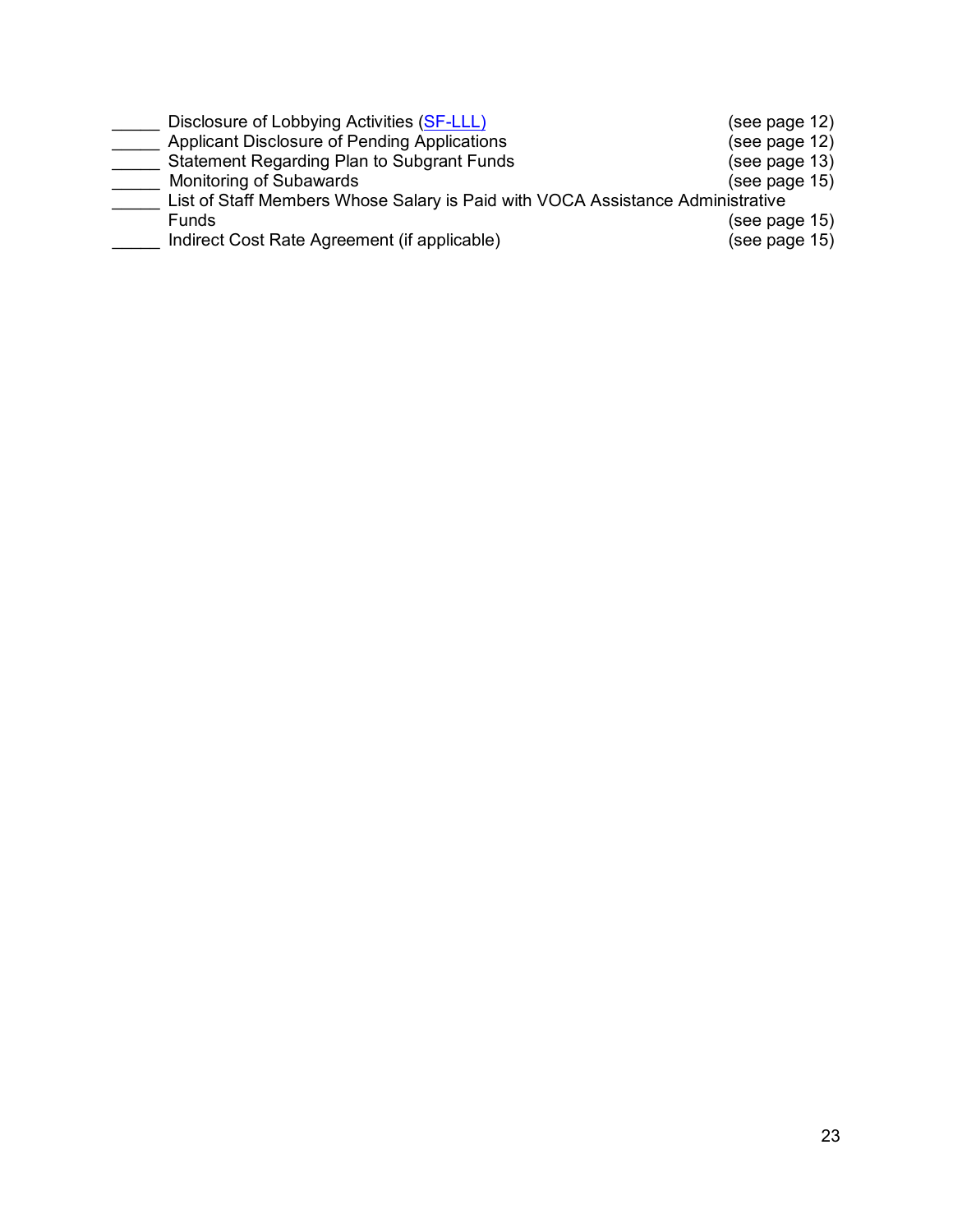_____ Disclosure of Lobbying Activities (SF-LLL) (see page 12)
_____ Applicant Disclosure of Pending Applications (see page 12)
_____ Statement Regarding Plan to Subgrant Funds (see page 13)
_____ Monitoring of Subawards (see page 15)
_____ List of Staff Members Whose Salary is Paid with VOCA Assistance Administrative Funds (see page 15)
_____ Indirect Cost Rate Agreement (if applicable) (see page 15)